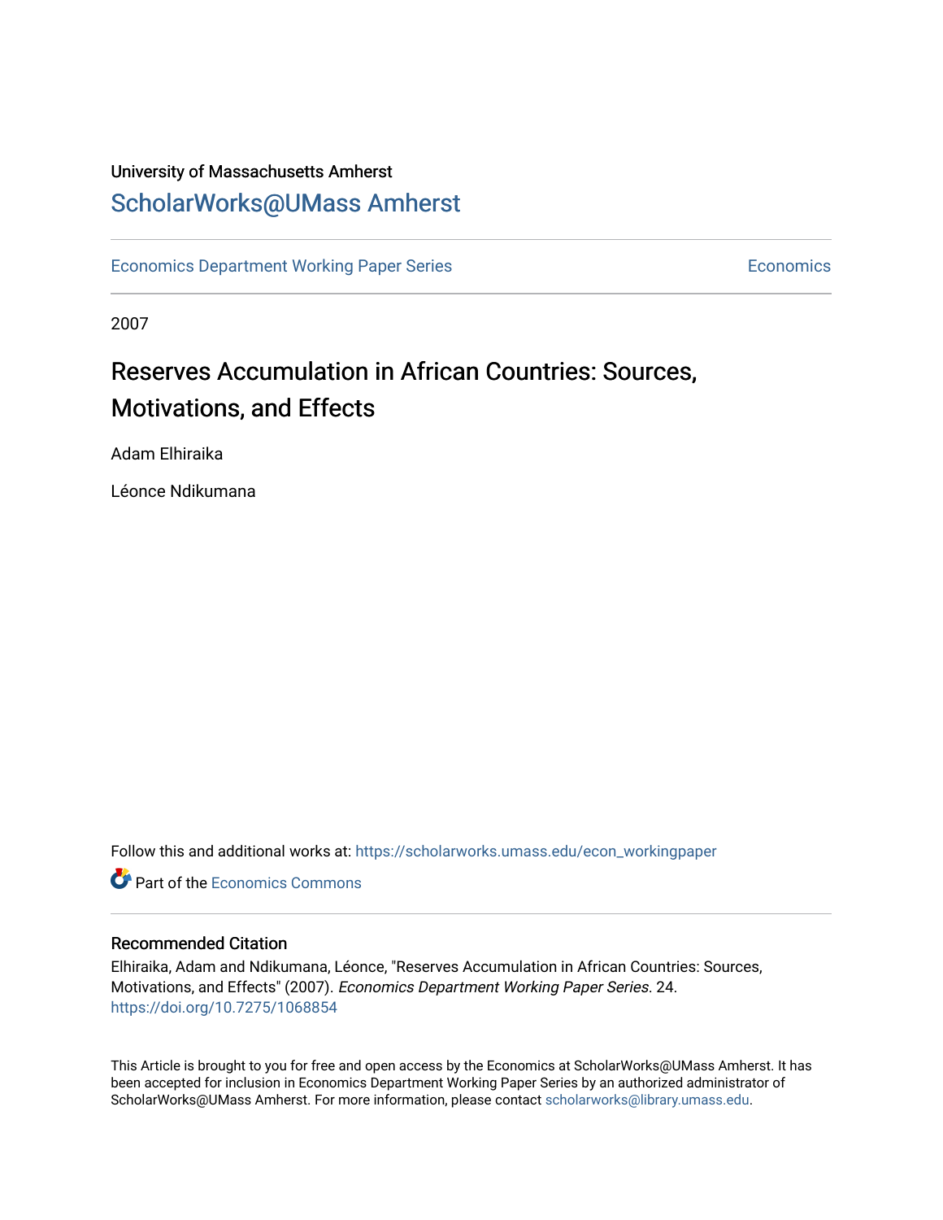University of Massachusetts Amherst

# ScholarWorks@UMass Amherst

Economics Department Working Paper Series | Economics

2007

## Reserves Accumulation in African Countries: Sources, Motivations, and Effects

Adam Elhiraika

Léonce Ndikumana

Follow this and additional works at: https://scholarworks.umass.edu/econ_workingpaper

Part of the Economics Commons

### Recommended Citation

Elhiraika, Adam and Ndikumana, Léonce, "Reserves Accumulation in African Countries: Sources, Motivations, and Effects" (2007). *Economics Department Working Paper Series*. 24.
https://doi.org/10.7275/1068854

This Article is brought to you for free and open access by the Economics at ScholarWorks@UMass Amherst. It has been accepted for inclusion in Economics Department Working Paper Series by an authorized administrator of ScholarWorks@UMass Amherst. For more information, please contact scholarworks@library.umass.edu.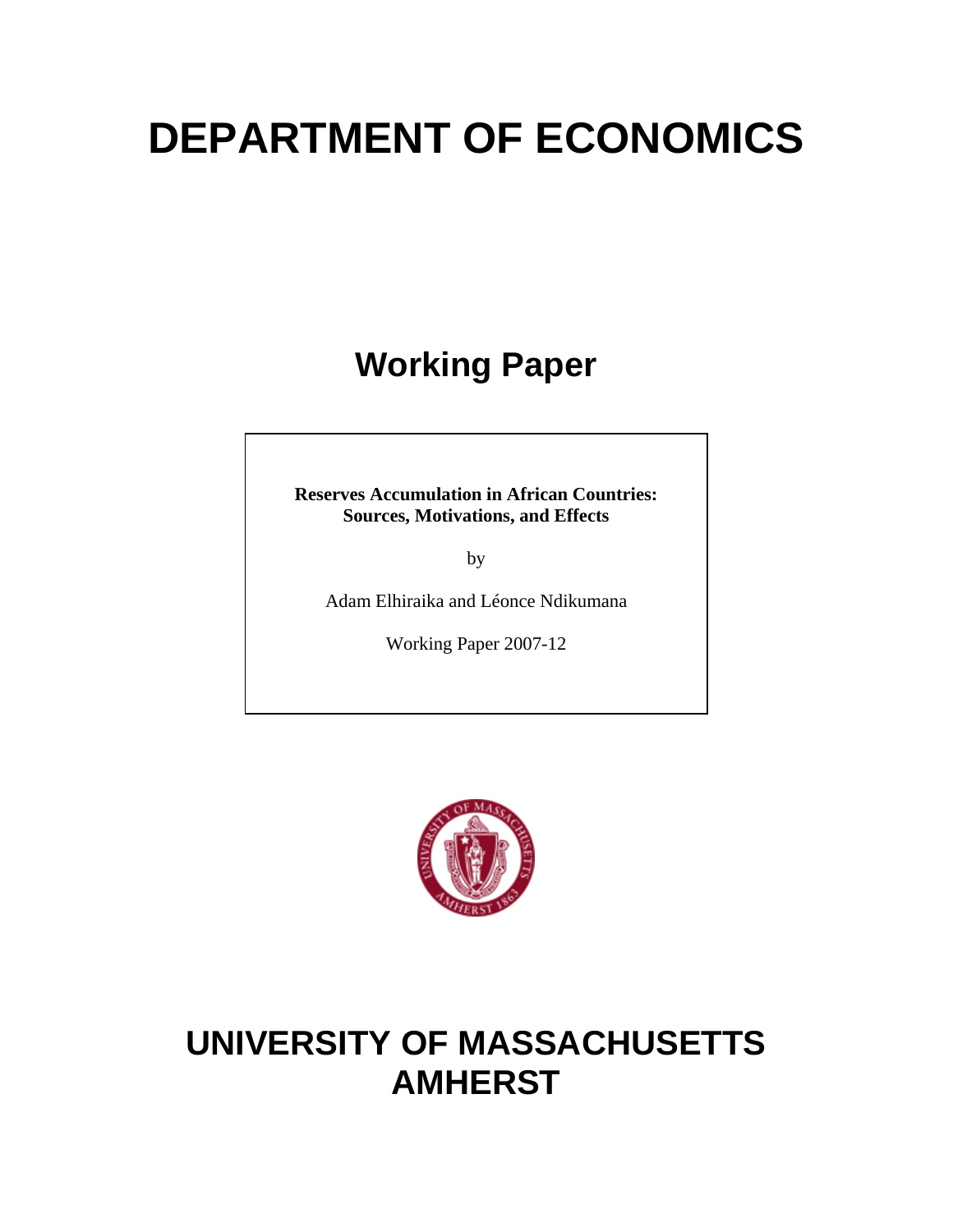# DEPARTMENT OF ECONOMICS

## Working Paper

**Reserves Accumulation in African Countries: Sources, Motivations, and Effects**

by

Adam Elhiraika and Léonce Ndikumana

Working Paper 2007-12

# UNIVERSITY OF MASSACHUSETTS AMHERST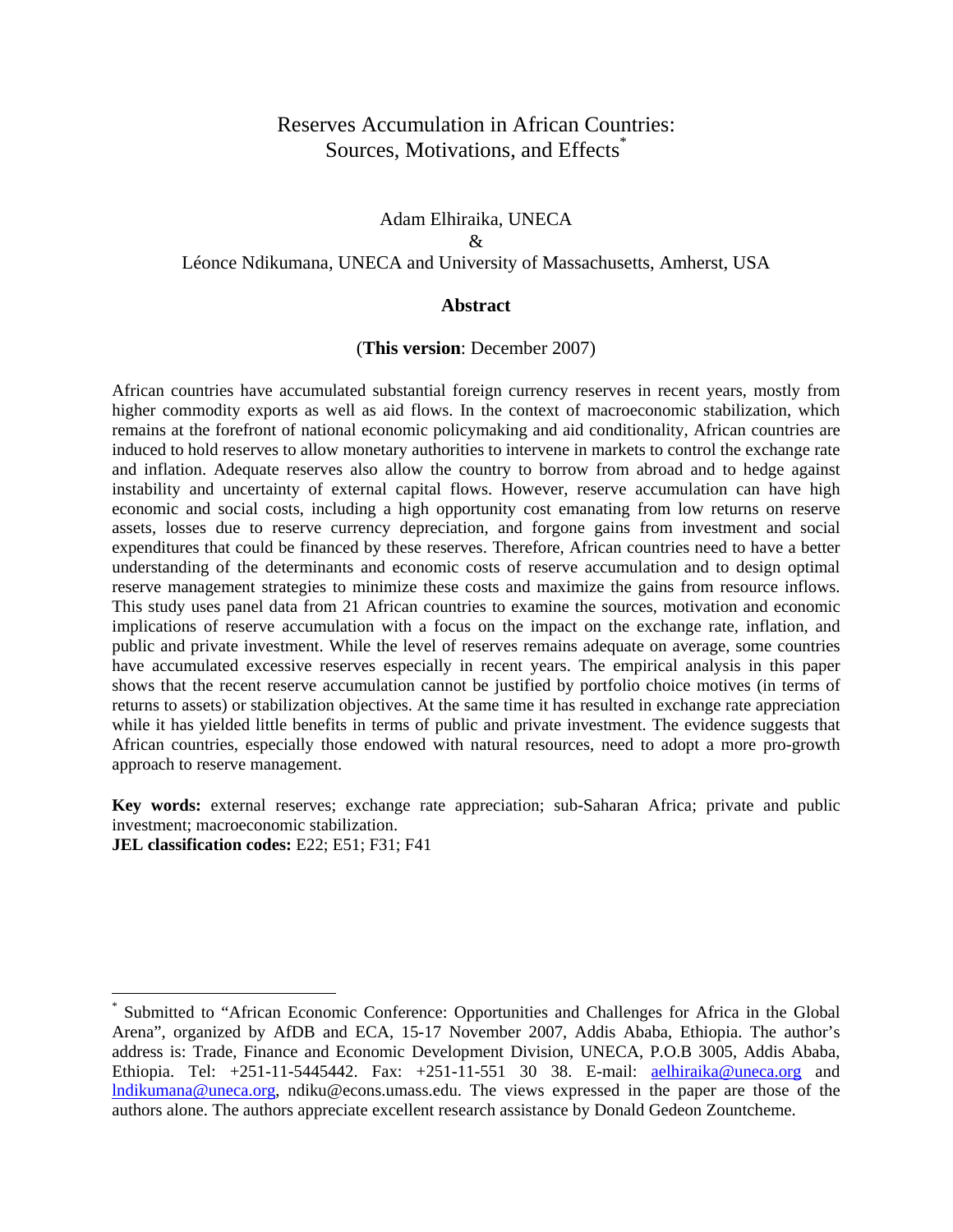# Reserves Accumulation in African Countries: Sources, Motivations, and Effects*

Adam Elhiraika, UNECA

&

Léonce Ndikumana, UNECA and University of Massachusetts, Amherst, USA

## Abstract

(**This version**: December 2007)

African countries have accumulated substantial foreign currency reserves in recent years, mostly from higher commodity exports as well as aid flows. In the context of macroeconomic stabilization, which remains at the forefront of national economic policymaking and aid conditionality, African countries are induced to hold reserves to allow monetary authorities to intervene in markets to control the exchange rate and inflation. Adequate reserves also allow the country to borrow from abroad and to hedge against instability and uncertainty of external capital flows. However, reserve accumulation can have high economic and social costs, including a high opportunity cost emanating from low returns on reserve assets, losses due to reserve currency depreciation, and forgone gains from investment and social expenditures that could be financed by these reserves. Therefore, African countries need to have a better understanding of the determinants and economic costs of reserve accumulation and to design optimal reserve management strategies to minimize these costs and maximize the gains from resource inflows. This study uses panel data from 21 African countries to examine the sources, motivation and economic implications of reserve accumulation with a focus on the impact on the exchange rate, inflation, and public and private investment. While the level of reserves remains adequate on average, some countries have accumulated excessive reserves especially in recent years. The empirical analysis in this paper shows that the recent reserve accumulation cannot be justified by portfolio choice motives (in terms of returns to assets) or stabilization objectives. At the same time it has resulted in exchange rate appreciation while it has yielded little benefits in terms of public and private investment. The evidence suggests that African countries, especially those endowed with natural resources, need to adopt a more pro-growth approach to reserve management.

**Key words:** external reserves; exchange rate appreciation; sub-Saharan Africa; private and public investment; macroeconomic stabilization.

**JEL classification codes:** E22; E51; F31; F41

---

* Submitted to "African Economic Conference: Opportunities and Challenges for Africa in the Global Arena", organized by AfDB and ECA, 15-17 November 2007, Addis Ababa, Ethiopia. The author's address is: Trade, Finance and Economic Development Division, UNECA, P.O.B 3005, Addis Ababa, Ethiopia. Tel: +251-11-5445442. Fax: +251-11-551 30 38. E-mail: aelhiraika@uneca.org and lndikumana@uneca.org, ndiku@econs.umass.edu. The views expressed in the paper are those of the authors alone. The authors appreciate excellent research assistance by Donald Gedeon Zountcheme.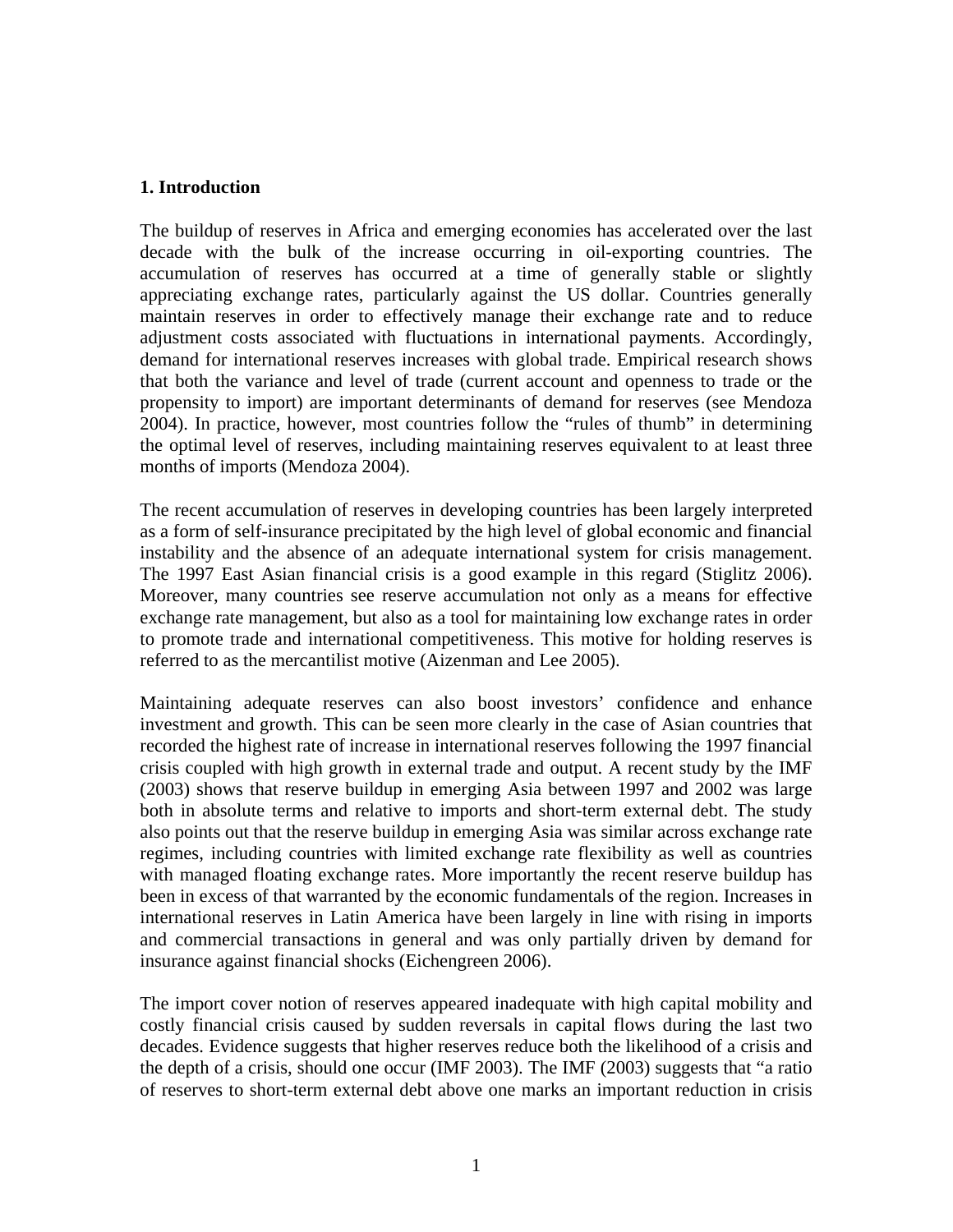## 1. Introduction

The buildup of reserves in Africa and emerging economies has accelerated over the last decade with the bulk of the increase occurring in oil-exporting countries. The accumulation of reserves has occurred at a time of generally stable or slightly appreciating exchange rates, particularly against the US dollar. Countries generally maintain reserves in order to effectively manage their exchange rate and to reduce adjustment costs associated with fluctuations in international payments. Accordingly, demand for international reserves increases with global trade. Empirical research shows that both the variance and level of trade (current account and openness to trade or the propensity to import) are important determinants of demand for reserves (see Mendoza 2004). In practice, however, most countries follow the "rules of thumb" in determining the optimal level of reserves, including maintaining reserves equivalent to at least three months of imports (Mendoza 2004).

The recent accumulation of reserves in developing countries has been largely interpreted as a form of self-insurance precipitated by the high level of global economic and financial instability and the absence of an adequate international system for crisis management. The 1997 East Asian financial crisis is a good example in this regard (Stiglitz 2006). Moreover, many countries see reserve accumulation not only as a means for effective exchange rate management, but also as a tool for maintaining low exchange rates in order to promote trade and international competitiveness. This motive for holding reserves is referred to as the mercantilist motive (Aizenman and Lee 2005).

Maintaining adequate reserves can also boost investors' confidence and enhance investment and growth. This can be seen more clearly in the case of Asian countries that recorded the highest rate of increase in international reserves following the 1997 financial crisis coupled with high growth in external trade and output. A recent study by the IMF (2003) shows that reserve buildup in emerging Asia between 1997 and 2002 was large both in absolute terms and relative to imports and short-term external debt. The study also points out that the reserve buildup in emerging Asia was similar across exchange rate regimes, including countries with limited exchange rate flexibility as well as countries with managed floating exchange rates. More importantly the recent reserve buildup has been in excess of that warranted by the economic fundamentals of the region. Increases in international reserves in Latin America have been largely in line with rising in imports and commercial transactions in general and was only partially driven by demand for insurance against financial shocks (Eichengreen 2006).

The import cover notion of reserves appeared inadequate with high capital mobility and costly financial crisis caused by sudden reversals in capital flows during the last two decades. Evidence suggests that higher reserves reduce both the likelihood of a crisis and the depth of a crisis, should one occur (IMF 2003). The IMF (2003) suggests that "a ratio of reserves to short-term external debt above one marks an important reduction in crisis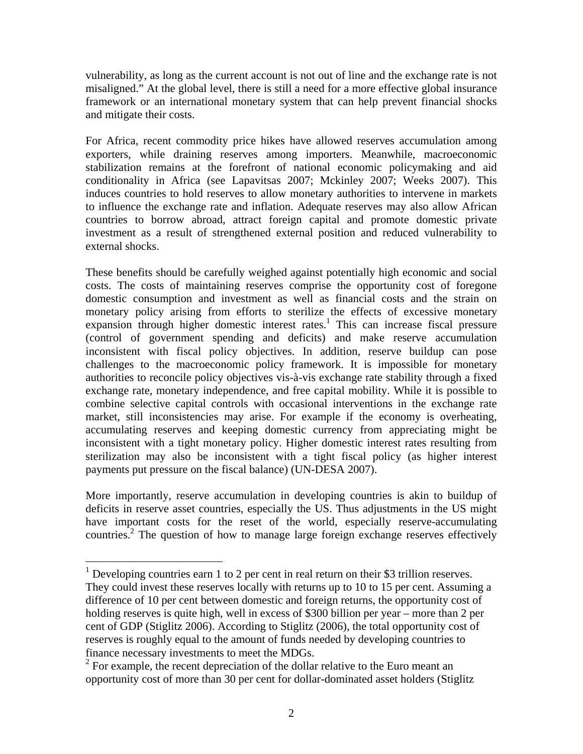vulnerability, as long as the current account is not out of line and the exchange rate is not misaligned." At the global level, there is still a need for a more effective global insurance framework or an international monetary system that can help prevent financial shocks and mitigate their costs.

For Africa, recent commodity price hikes have allowed reserves accumulation among exporters, while draining reserves among importers. Meanwhile, macroeconomic stabilization remains at the forefront of national economic policymaking and aid conditionality in Africa (see Lapavitsas 2007; Mckinley 2007; Weeks 2007). This induces countries to hold reserves to allow monetary authorities to intervene in markets to influence the exchange rate and inflation. Adequate reserves may also allow African countries to borrow abroad, attract foreign capital and promote domestic private investment as a result of strengthened external position and reduced vulnerability to external shocks.

These benefits should be carefully weighed against potentially high economic and social costs. The costs of maintaining reserves comprise the opportunity cost of foregone domestic consumption and investment as well as financial costs and the strain on monetary policy arising from efforts to sterilize the effects of excessive monetary expansion through higher domestic interest rates.[1] This can increase fiscal pressure (control of government spending and deficits) and make reserve accumulation inconsistent with fiscal policy objectives. In addition, reserve buildup can pose challenges to the macroeconomic policy framework. It is impossible for monetary authorities to reconcile policy objectives vis-à-vis exchange rate stability through a fixed exchange rate, monetary independence, and free capital mobility. While it is possible to combine selective capital controls with occasional interventions in the exchange rate market, still inconsistencies may arise. For example if the economy is overheating, accumulating reserves and keeping domestic currency from appreciating might be inconsistent with a tight monetary policy. Higher domestic interest rates resulting from sterilization may also be inconsistent with a tight fiscal policy (as higher interest payments put pressure on the fiscal balance) (UN-DESA 2007).

More importantly, reserve accumulation in developing countries is akin to buildup of deficits in reserve asset countries, especially the US. Thus adjustments in the US might have important costs for the reset of the world, especially reserve-accumulating countries.[2] The question of how to manage large foreign exchange reserves effectively

[1] Developing countries earn 1 to 2 per cent in real return on their $3 trillion reserves. They could invest these reserves locally with returns up to 10 to 15 per cent. Assuming a difference of 10 per cent between domestic and foreign returns, the opportunity cost of holding reserves is quite high, well in excess of $300 billion per year – more than 2 per cent of GDP (Stiglitz 2006). According to Stiglitz (2006), the total opportunity cost of reserves is roughly equal to the amount of funds needed by developing countries to finance necessary investments to meet the MDGs.

[2] For example, the recent depreciation of the dollar relative to the Euro meant an opportunity cost of more than 30 per cent for dollar-dominated asset holders (Stiglitz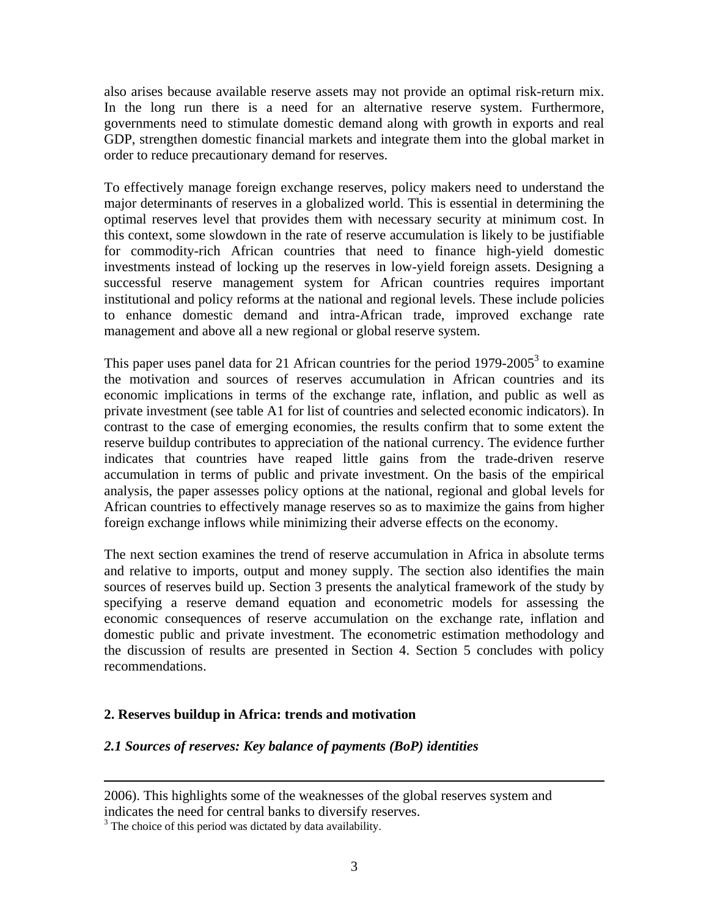also arises because available reserve assets may not provide an optimal risk-return mix. In the long run there is a need for an alternative reserve system. Furthermore, governments need to stimulate domestic demand along with growth in exports and real GDP, strengthen domestic financial markets and integrate them into the global market in order to reduce precautionary demand for reserves.

To effectively manage foreign exchange reserves, policy makers need to understand the major determinants of reserves in a globalized world. This is essential in determining the optimal reserves level that provides them with necessary security at minimum cost. In this context, some slowdown in the rate of reserve accumulation is likely to be justifiable for commodity-rich African countries that need to finance high-yield domestic investments instead of locking up the reserves in low-yield foreign assets. Designing a successful reserve management system for African countries requires important institutional and policy reforms at the national and regional levels. These include policies to enhance domestic demand and intra-African trade, improved exchange rate management and above all a new regional or global reserve system.

This paper uses panel data for 21 African countries for the period 1979-2005[3] to examine the motivation and sources of reserves accumulation in African countries and its economic implications in terms of the exchange rate, inflation, and public as well as private investment (see table A1 for list of countries and selected economic indicators). In contrast to the case of emerging economies, the results confirm that to some extent the reserve buildup contributes to appreciation of the national currency. The evidence further indicates that countries have reaped little gains from the trade-driven reserve accumulation in terms of public and private investment. On the basis of the empirical analysis, the paper assesses policy options at the national, regional and global levels for African countries to effectively manage reserves so as to maximize the gains from higher foreign exchange inflows while minimizing their adverse effects on the economy.

The next section examines the trend of reserve accumulation in Africa in absolute terms and relative to imports, output and money supply. The section also identifies the main sources of reserves build up. Section 3 presents the analytical framework of the study by specifying a reserve demand equation and econometric models for assessing the economic consequences of reserve accumulation on the exchange rate, inflation and domestic public and private investment. The econometric estimation methodology and the discussion of results are presented in Section 4. Section 5 concludes with policy recommendations.

## 2. Reserves buildup in Africa: trends and motivation

### *2.1 Sources of reserves: Key balance of payments (BoP) identities*

---

2006). This highlights some of the weaknesses of the global reserves system and indicates the need for central banks to diversify reserves.

[3] The choice of this period was dictated by data availability.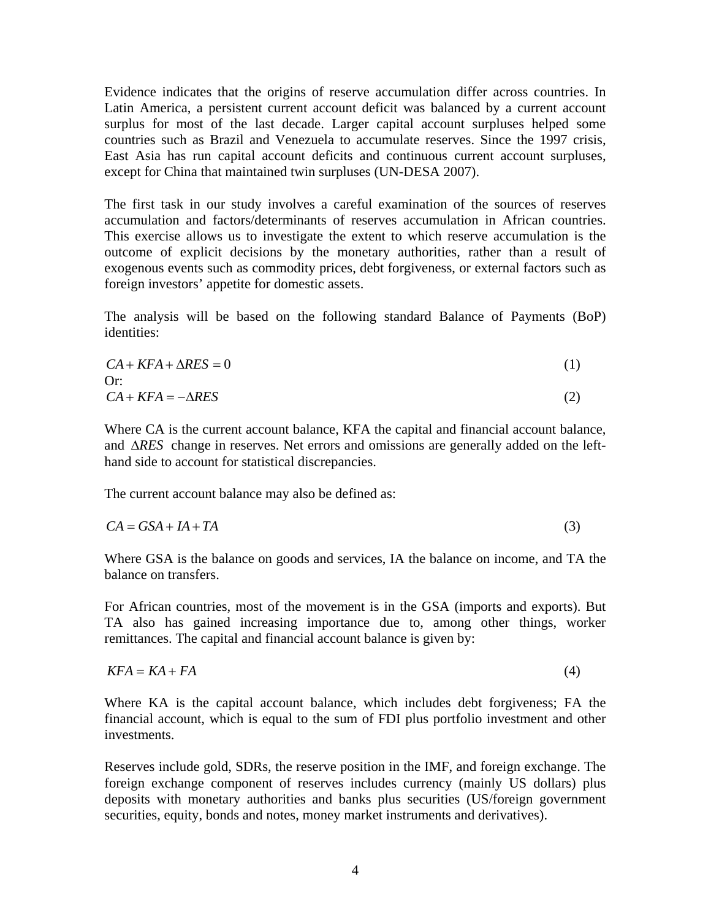Evidence indicates that the origins of reserve accumulation differ across countries. In Latin America, a persistent current account deficit was balanced by a current account surplus for most of the last decade. Larger capital account surpluses helped some countries such as Brazil and Venezuela to accumulate reserves. Since the 1997 crisis, East Asia has run capital account deficits and continuous current account surpluses, except for China that maintained twin surpluses (UN-DESA 2007).

The first task in our study involves a careful examination of the sources of reserves accumulation and factors/determinants of reserves accumulation in African countries. This exercise allows us to investigate the extent to which reserve accumulation is the outcome of explicit decisions by the monetary authorities, rather than a result of exogenous events such as commodity prices, debt forgiveness, or external factors such as foreign investors' appetite for domestic assets.

The analysis will be based on the following standard Balance of Payments (BoP) identities:

$$CA + KFA + \Delta RES = 0 \tag{1}$$

Or:

$$CA + KFA = -\Delta RES \tag{2}$$

Where CA is the current account balance, KFA the capital and financial account balance, and $\Delta RES$ change in reserves. Net errors and omissions are generally added on the left-hand side to account for statistical discrepancies.

The current account balance may also be defined as:

$$CA = GSA + IA + TA \tag{3}$$

Where GSA is the balance on goods and services, IA the balance on income, and TA the balance on transfers.

For African countries, most of the movement is in the GSA (imports and exports). But TA also has gained increasing importance due to, among other things, worker remittances. The capital and financial account balance is given by:

$$KFA = KA + FA \tag{4}$$

Where KA is the capital account balance, which includes debt forgiveness; FA the financial account, which is equal to the sum of FDI plus portfolio investment and other investments.

Reserves include gold, SDRs, the reserve position in the IMF, and foreign exchange. The foreign exchange component of reserves includes currency (mainly US dollars) plus deposits with monetary authorities and banks plus securities (US/foreign government securities, equity, bonds and notes, money market instruments and derivatives).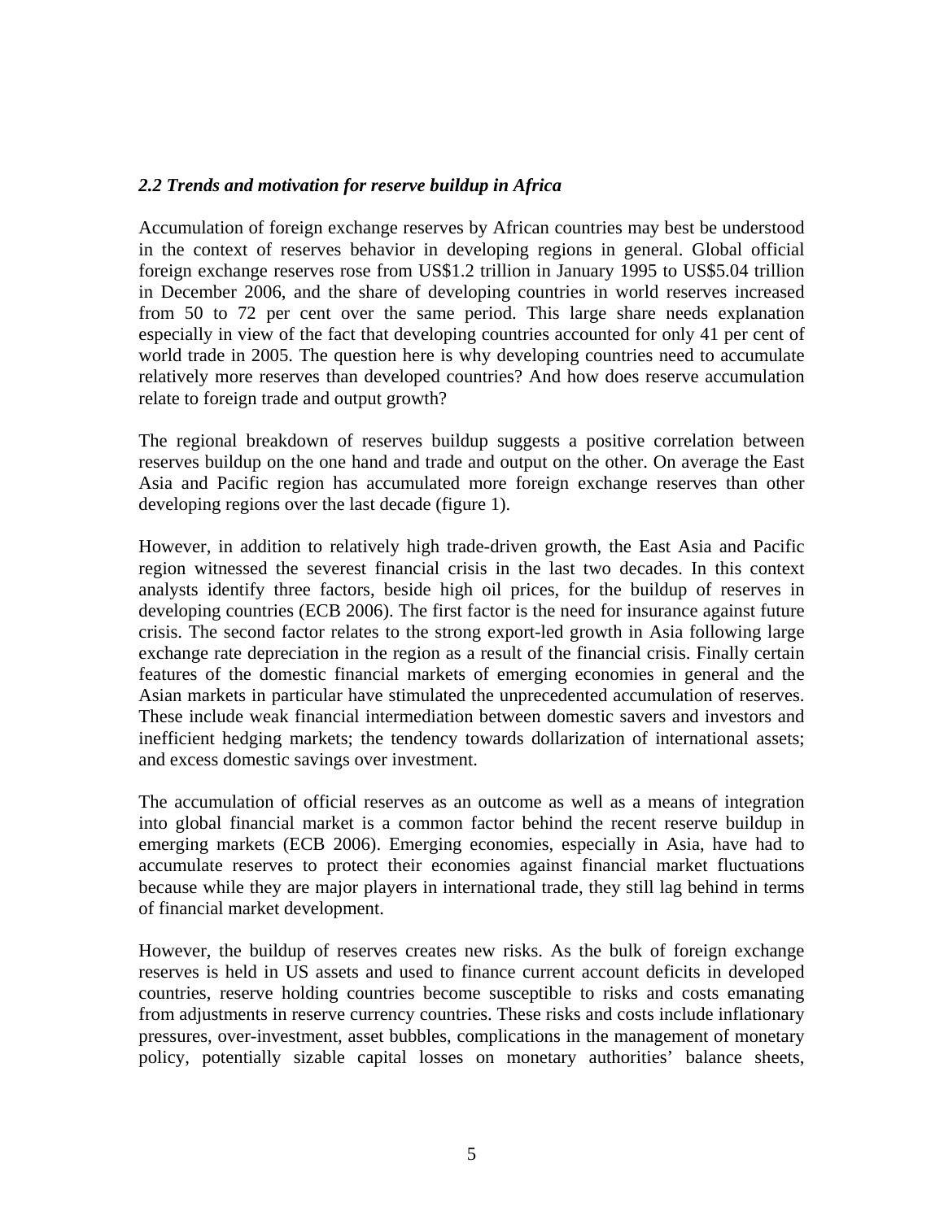### *2.2 Trends and motivation for reserve buildup in Africa*

Accumulation of foreign exchange reserves by African countries may best be understood in the context of reserves behavior in developing regions in general. Global official foreign exchange reserves rose from US$1.2 trillion in January 1995 to US$5.04 trillion in December 2006, and the share of developing countries in world reserves increased from 50 to 72 per cent over the same period. This large share needs explanation especially in view of the fact that developing countries accounted for only 41 per cent of world trade in 2005. The question here is why developing countries need to accumulate relatively more reserves than developed countries? And how does reserve accumulation relate to foreign trade and output growth?

The regional breakdown of reserves buildup suggests a positive correlation between reserves buildup on the one hand and trade and output on the other. On average the East Asia and Pacific region has accumulated more foreign exchange reserves than other developing regions over the last decade (figure 1).

However, in addition to relatively high trade-driven growth, the East Asia and Pacific region witnessed the severest financial crisis in the last two decades. In this context analysts identify three factors, beside high oil prices, for the buildup of reserves in developing countries (ECB 2006). The first factor is the need for insurance against future crisis. The second factor relates to the strong export-led growth in Asia following large exchange rate depreciation in the region as a result of the financial crisis. Finally certain features of the domestic financial markets of emerging economies in general and the Asian markets in particular have stimulated the unprecedented accumulation of reserves. These include weak financial intermediation between domestic savers and investors and inefficient hedging markets; the tendency towards dollarization of international assets; and excess domestic savings over investment.

The accumulation of official reserves as an outcome as well as a means of integration into global financial market is a common factor behind the recent reserve buildup in emerging markets (ECB 2006). Emerging economies, especially in Asia, have had to accumulate reserves to protect their economies against financial market fluctuations because while they are major players in international trade, they still lag behind in terms of financial market development.

However, the buildup of reserves creates new risks. As the bulk of foreign exchange reserves is held in US assets and used to finance current account deficits in developed countries, reserve holding countries become susceptible to risks and costs emanating from adjustments in reserve currency countries. These risks and costs include inflationary pressures, over-investment, asset bubbles, complications in the management of monetary policy, potentially sizable capital losses on monetary authorities' balance sheets,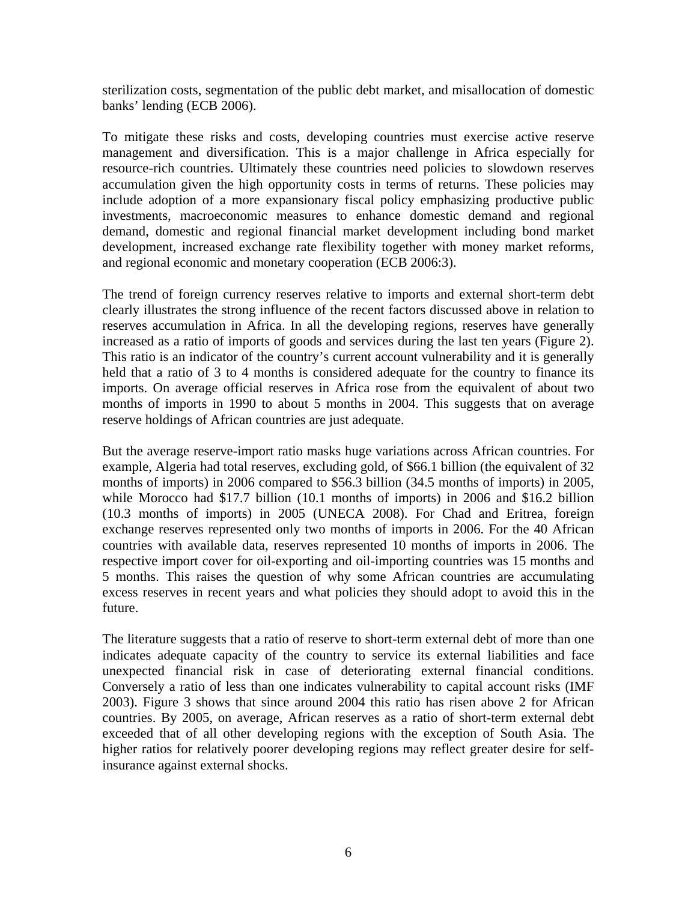sterilization costs, segmentation of the public debt market, and misallocation of domestic banks' lending (ECB 2006).

To mitigate these risks and costs, developing countries must exercise active reserve management and diversification. This is a major challenge in Africa especially for resource-rich countries. Ultimately these countries need policies to slowdown reserves accumulation given the high opportunity costs in terms of returns. These policies may include adoption of a more expansionary fiscal policy emphasizing productive public investments, macroeconomic measures to enhance domestic demand and regional demand, domestic and regional financial market development including bond market development, increased exchange rate flexibility together with money market reforms, and regional economic and monetary cooperation (ECB 2006:3).

The trend of foreign currency reserves relative to imports and external short-term debt clearly illustrates the strong influence of the recent factors discussed above in relation to reserves accumulation in Africa. In all the developing regions, reserves have generally increased as a ratio of imports of goods and services during the last ten years (Figure 2). This ratio is an indicator of the country's current account vulnerability and it is generally held that a ratio of 3 to 4 months is considered adequate for the country to finance its imports. On average official reserves in Africa rose from the equivalent of about two months of imports in 1990 to about 5 months in 2004. This suggests that on average reserve holdings of African countries are just adequate.

But the average reserve-import ratio masks huge variations across African countries. For example, Algeria had total reserves, excluding gold, of \$66.1 billion (the equivalent of 32 months of imports) in 2006 compared to \$56.3 billion (34.5 months of imports) in 2005, while Morocco had \$17.7 billion (10.1 months of imports) in 2006 and \$16.2 billion (10.3 months of imports) in 2005 (UNECA 2008). For Chad and Eritrea, foreign exchange reserves represented only two months of imports in 2006. For the 40 African countries with available data, reserves represented 10 months of imports in 2006. The respective import cover for oil-exporting and oil-importing countries was 15 months and 5 months. This raises the question of why some African countries are accumulating excess reserves in recent years and what policies they should adopt to avoid this in the future.

The literature suggests that a ratio of reserve to short-term external debt of more than one indicates adequate capacity of the country to service its external liabilities and face unexpected financial risk in case of deteriorating external financial conditions. Conversely a ratio of less than one indicates vulnerability to capital account risks (IMF 2003). Figure 3 shows that since around 2004 this ratio has risen above 2 for African countries. By 2005, on average, African reserves as a ratio of short-term external debt exceeded that of all other developing regions with the exception of South Asia. The higher ratios for relatively poorer developing regions may reflect greater desire for self-insurance against external shocks.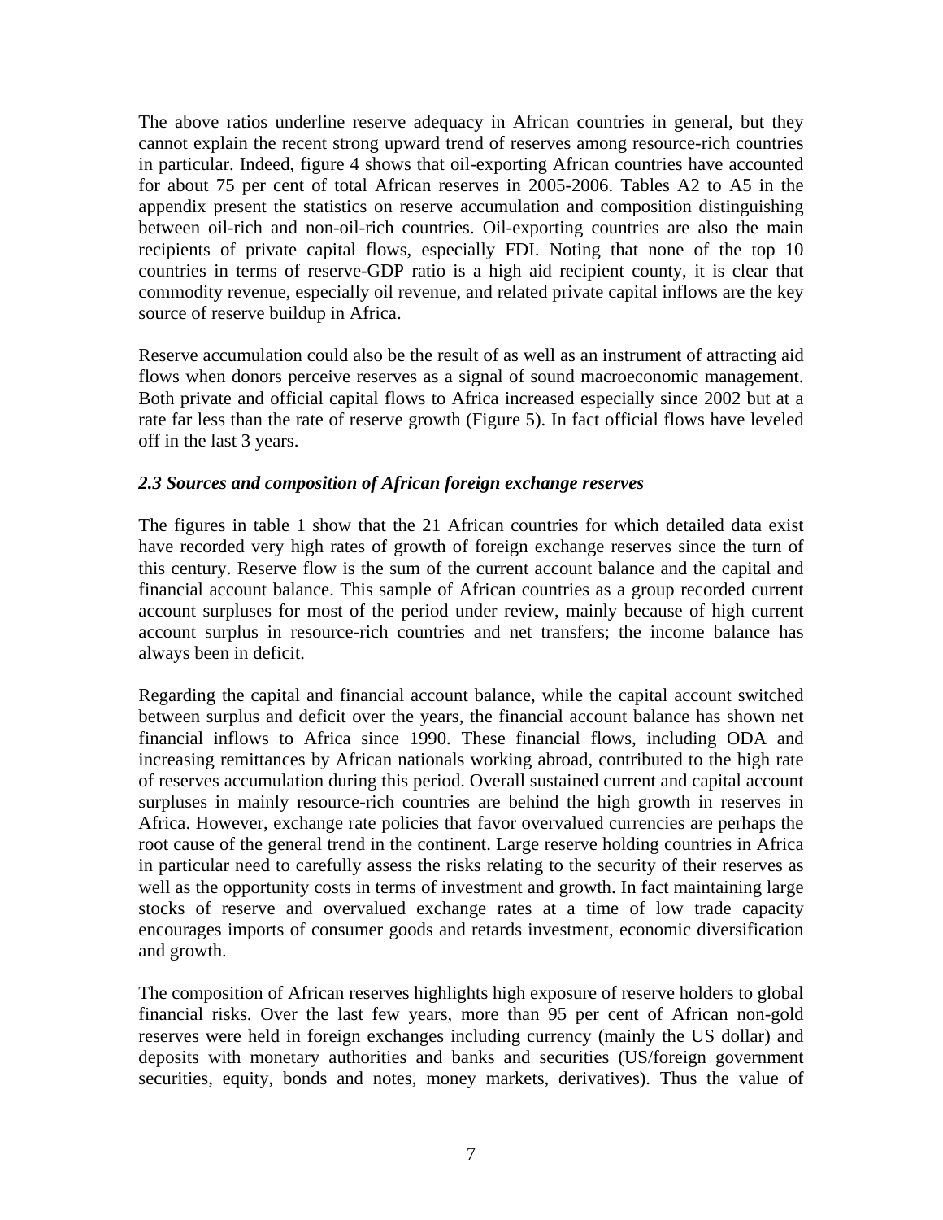The above ratios underline reserve adequacy in African countries in general, but they cannot explain the recent strong upward trend of reserves among resource-rich countries in particular. Indeed, figure 4 shows that oil-exporting African countries have accounted for about 75 per cent of total African reserves in 2005-2006. Tables A2 to A5 in the appendix present the statistics on reserve accumulation and composition distinguishing between oil-rich and non-oil-rich countries. Oil-exporting countries are also the main recipients of private capital flows, especially FDI. Noting that none of the top 10 countries in terms of reserve-GDP ratio is a high aid recipient county, it is clear that commodity revenue, especially oil revenue, and related private capital inflows are the key source of reserve buildup in Africa.

Reserve accumulation could also be the result of as well as an instrument of attracting aid flows when donors perceive reserves as a signal of sound macroeconomic management. Both private and official capital flows to Africa increased especially since 2002 but at a rate far less than the rate of reserve growth (Figure 5). In fact official flows have leveled off in the last 3 years.

### *2.3 Sources and composition of African foreign exchange reserves*

The figures in table 1 show that the 21 African countries for which detailed data exist have recorded very high rates of growth of foreign exchange reserves since the turn of this century. Reserve flow is the sum of the current account balance and the capital and financial account balance. This sample of African countries as a group recorded current account surpluses for most of the period under review, mainly because of high current account surplus in resource-rich countries and net transfers; the income balance has always been in deficit.

Regarding the capital and financial account balance, while the capital account switched between surplus and deficit over the years, the financial account balance has shown net financial inflows to Africa since 1990. These financial flows, including ODA and increasing remittances by African nationals working abroad, contributed to the high rate of reserves accumulation during this period. Overall sustained current and capital account surpluses in mainly resource-rich countries are behind the high growth in reserves in Africa. However, exchange rate policies that favor overvalued currencies are perhaps the root cause of the general trend in the continent. Large reserve holding countries in Africa in particular need to carefully assess the risks relating to the security of their reserves as well as the opportunity costs in terms of investment and growth. In fact maintaining large stocks of reserve and overvalued exchange rates at a time of low trade capacity encourages imports of consumer goods and retards investment, economic diversification and growth.

The composition of African reserves highlights high exposure of reserve holders to global financial risks. Over the last few years, more than 95 per cent of African non-gold reserves were held in foreign exchanges including currency (mainly the US dollar) and deposits with monetary authorities and banks and securities (US/foreign government securities, equity, bonds and notes, money markets, derivatives). Thus the value of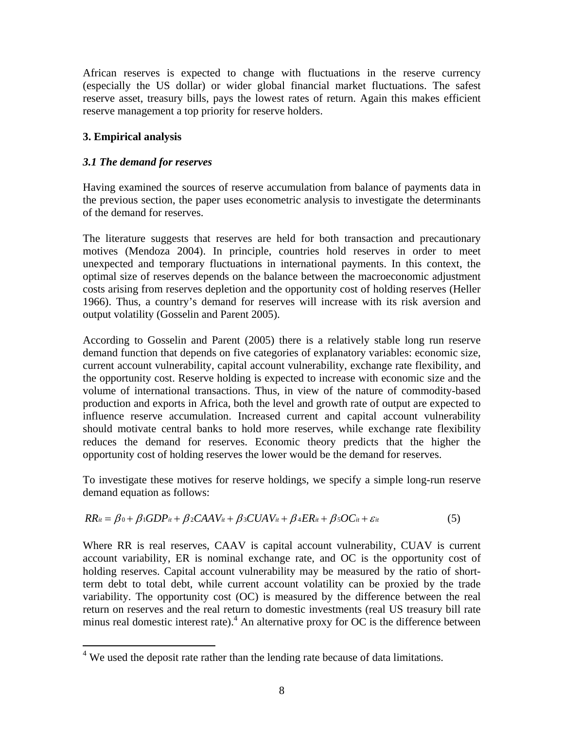African reserves is expected to change with fluctuations in the reserve currency (especially the US dollar) or wider global financial market fluctuations. The safest reserve asset, treasury bills, pays the lowest rates of return. Again this makes efficient reserve management a top priority for reserve holders.

## 3. Empirical analysis

### *3.1 The demand for reserves*

Having examined the sources of reserve accumulation from balance of payments data in the previous section, the paper uses econometric analysis to investigate the determinants of the demand for reserves.

The literature suggests that reserves are held for both transaction and precautionary motives (Mendoza 2004). In principle, countries hold reserves in order to meet unexpected and temporary fluctuations in international payments. In this context, the optimal size of reserves depends on the balance between the macroeconomic adjustment costs arising from reserves depletion and the opportunity cost of holding reserves (Heller 1966). Thus, a country's demand for reserves will increase with its risk aversion and output volatility (Gosselin and Parent 2005).

According to Gosselin and Parent (2005) there is a relatively stable long run reserve demand function that depends on five categories of explanatory variables: economic size, current account vulnerability, capital account vulnerability, exchange rate flexibility, and the opportunity cost. Reserve holding is expected to increase with economic size and the volume of international transactions. Thus, in view of the nature of commodity-based production and exports in Africa, both the level and growth rate of output are expected to influence reserve accumulation. Increased current and capital account vulnerability should motivate central banks to hold more reserves, while exchange rate flexibility reduces the demand for reserves. Economic theory predicts that the higher the opportunity cost of holding reserves the lower would be the demand for reserves.

To investigate these motives for reserve holdings, we specify a simple long-run reserve demand equation as follows:

$$RR_{it} = \beta_0 + \beta_1 GDP_{it} + \beta_2 CAAV_{it} + \beta_3 CUAV_{it} + \beta_4 ER_{it} + \beta_5 OC_{it} + \varepsilon_{it} \qquad (5)$$

Where RR is real reserves, CAAV is capital account vulnerability, CUAV is current account variability, ER is nominal exchange rate, and OC is the opportunity cost of holding reserves. Capital account vulnerability may be measured by the ratio of short-term debt to total debt, while current account volatility can be proxied by the trade variability. The opportunity cost (OC) is measured by the difference between the real return on reserves and the real return to domestic investments (real US treasury bill rate minus real domestic interest rate).[4] An alternative proxy for OC is the difference between

[4] We used the deposit rate rather than the lending rate because of data limitations.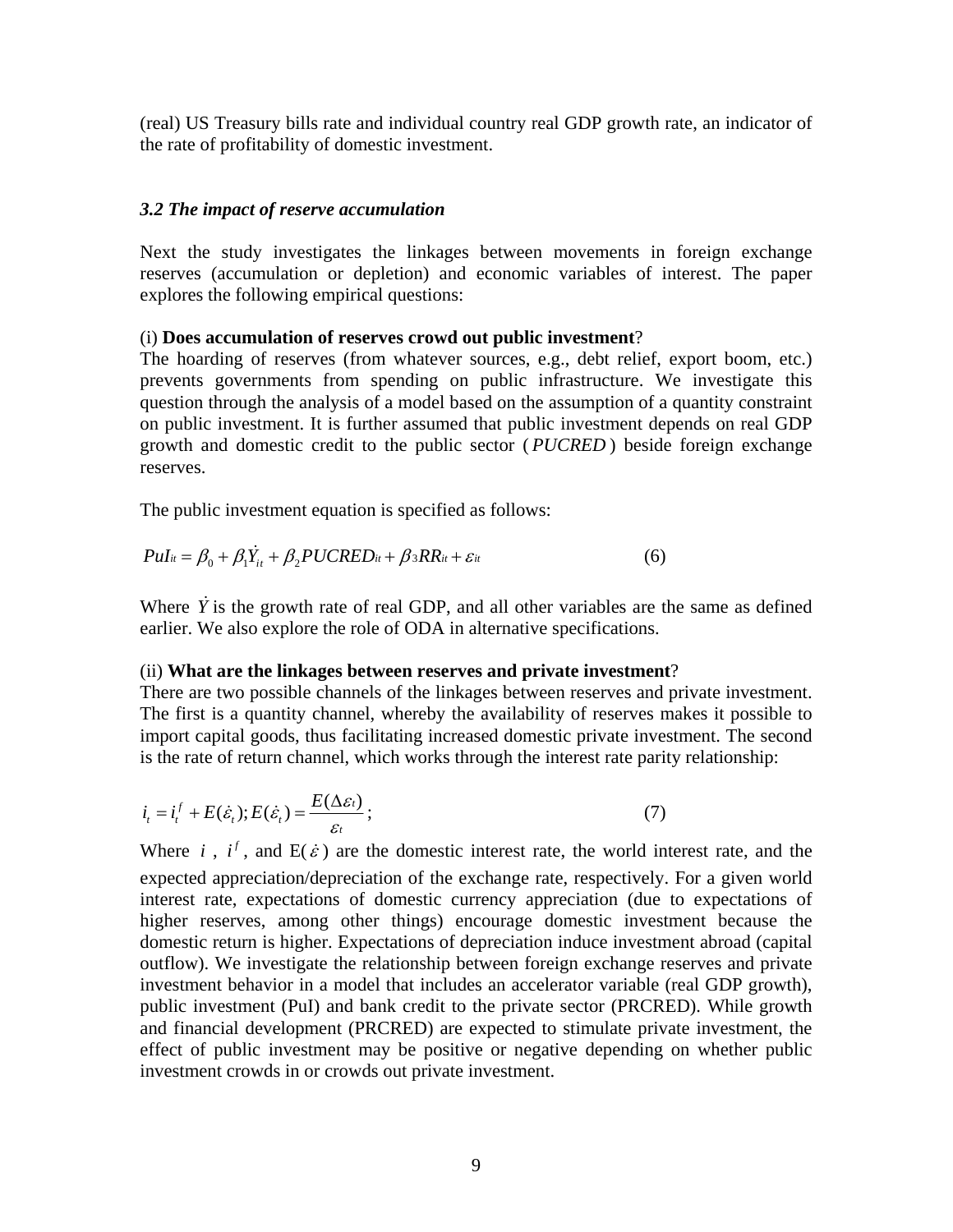(real) US Treasury bills rate and individual country real GDP growth rate, an indicator of the rate of profitability of domestic investment.

### *3.2 The impact of reserve accumulation*

Next the study investigates the linkages between movements in foreign exchange reserves (accumulation or depletion) and economic variables of interest. The paper explores the following empirical questions:

(i) **Does accumulation of reserves crowd out public investment**?
The hoarding of reserves (from whatever sources, e.g., debt relief, export boom, etc.) prevents governments from spending on public infrastructure. We investigate this question through the analysis of a model based on the assumption of a quantity constraint on public investment. It is further assumed that public investment depends on real GDP growth and domestic credit to the public sector ($PUCRED$) beside foreign exchange reserves.

The public investment equation is specified as follows:

$$PuI_{it} = \beta_0 + \beta_1 \dot{Y}_{it} + \beta_2 PUCRED_{it} + \beta_3 RR_{it} + \varepsilon_{it} \tag{6}$$

Where $\dot{Y}$ is the growth rate of real GDP, and all other variables are the same as defined earlier. We also explore the role of ODA in alternative specifications.

(ii) **What are the linkages between reserves and private investment**?
There are two possible channels of the linkages between reserves and private investment. The first is a quantity channel, whereby the availability of reserves makes it possible to import capital goods, thus facilitating increased domestic private investment. The second is the rate of return channel, which works through the interest rate parity relationship:

$$i_t = i_t^f + E(\dot{\varepsilon}_t); E(\dot{\varepsilon}_t) = \frac{E(\Delta\varepsilon_t)}{\varepsilon_t}; \tag{7}$$

Where $i$, $i^f$, and $E(\dot{\varepsilon})$ are the domestic interest rate, the world interest rate, and the expected appreciation/depreciation of the exchange rate, respectively. For a given world interest rate, expectations of domestic currency appreciation (due to expectations of higher reserves, among other things) encourage domestic investment because the domestic return is higher. Expectations of depreciation induce investment abroad (capital outflow). We investigate the relationship between foreign exchange reserves and private investment behavior in a model that includes an accelerator variable (real GDP growth), public investment (PuI) and bank credit to the private sector (PRCRED). While growth and financial development (PRCRED) are expected to stimulate private investment, the effect of public investment may be positive or negative depending on whether public investment crowds in or crowds out private investment.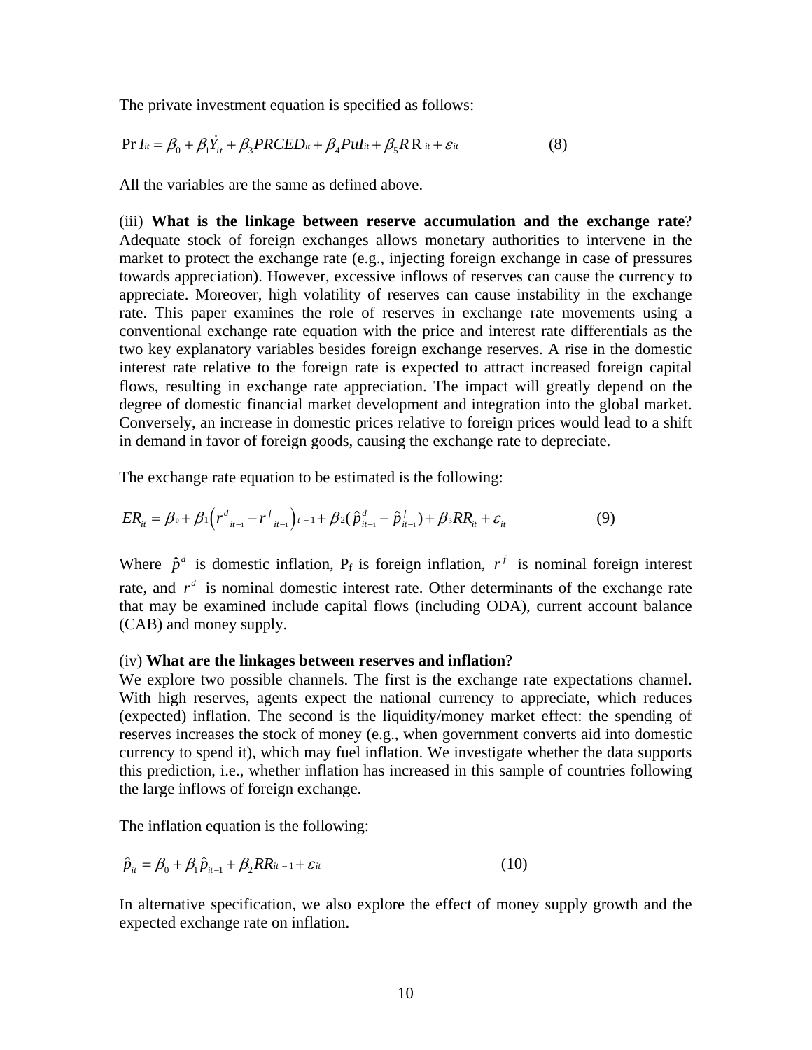The private investment equation is specified as follows:

$$\Pr I_{it} = \beta_0 + \beta_1 \dot{Y}_{it} + \beta_3 PRCED_{it} + \beta_4 PuI_{it} + \beta_5 RR_{it} + \varepsilon_{it} \qquad (8)$$

All the variables are the same as defined above.

(iii) **What is the linkage between reserve accumulation and the exchange rate**? Adequate stock of foreign exchanges allows monetary authorities to intervene in the market to protect the exchange rate (e.g., injecting foreign exchange in case of pressures towards appreciation). However, excessive inflows of reserves can cause the currency to appreciate. Moreover, high volatility of reserves can cause instability in the exchange rate. This paper examines the role of reserves in exchange rate movements using a conventional exchange rate equation with the price and interest rate differentials as the two key explanatory variables besides foreign exchange reserves. A rise in the domestic interest rate relative to the foreign rate is expected to attract increased foreign capital flows, resulting in exchange rate appreciation. The impact will greatly depend on the degree of domestic financial market development and integration into the global market. Conversely, an increase in domestic prices relative to foreign prices would lead to a shift in demand in favor of foreign goods, causing the exchange rate to depreciate.

The exchange rate equation to be estimated is the following:

$$ER_{it} = \beta_0 + \beta_1 \left( r^d_{it-1} - r^f_{it-1} \right)_{t-1} + \beta_2 (\hat{p}^d_{it-1} - \hat{p}^f_{it-1}) + \beta_3 RR_{it} + \varepsilon_{it} \qquad (9)$$

Where $\hat{p}^d$ is domestic inflation, $P_f$ is foreign inflation, $r^f$ is nominal foreign interest rate, and $r^d$ is nominal domestic interest rate. Other determinants of the exchange rate that may be examined include capital flows (including ODA), current account balance (CAB) and money supply.

(iv) **What are the linkages between reserves and inflation**?
We explore two possible channels. The first is the exchange rate expectations channel. With high reserves, agents expect the national currency to appreciate, which reduces (expected) inflation. The second is the liquidity/money market effect: the spending of reserves increases the stock of money (e.g., when government converts aid into domestic currency to spend it), which may fuel inflation. We investigate whether the data supports this prediction, i.e., whether inflation has increased in this sample of countries following the large inflows of foreign exchange.

The inflation equation is the following:

$$\hat{p}_{it} = \beta_0 + \beta_1 \hat{p}_{it-1} + \beta_2 RR_{it-1} + \varepsilon_{it} \qquad (10)$$

In alternative specification, we also explore the effect of money supply growth and the expected exchange rate on inflation.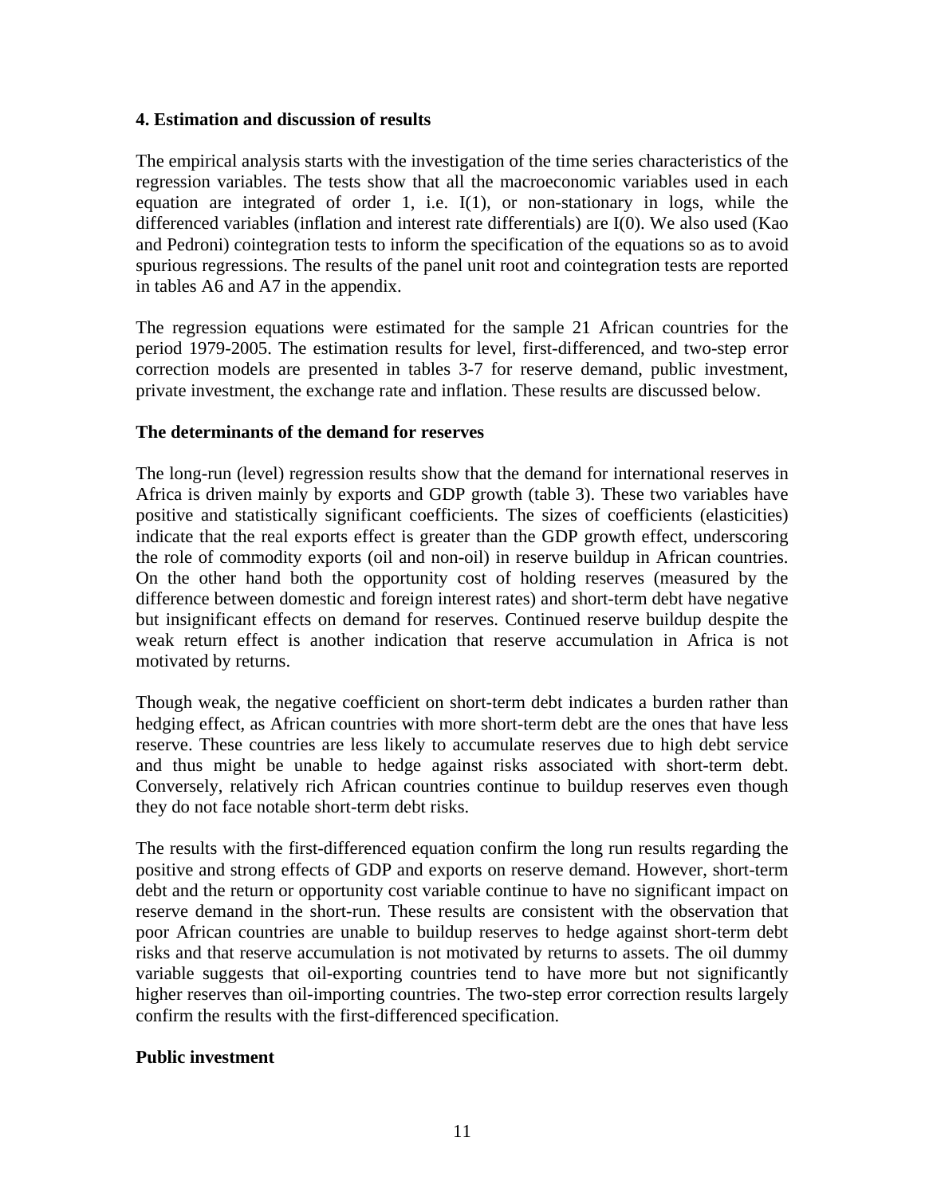## 4. Estimation and discussion of results

The empirical analysis starts with the investigation of the time series characteristics of the regression variables. The tests show that all the macroeconomic variables used in each equation are integrated of order 1, i.e. I(1), or non-stationary in logs, while the differenced variables (inflation and interest rate differentials) are I(0). We also used (Kao and Pedroni) cointegration tests to inform the specification of the equations so as to avoid spurious regressions. The results of the panel unit root and cointegration tests are reported in tables A6 and A7 in the appendix.

The regression equations were estimated for the sample 21 African countries for the period 1979-2005. The estimation results for level, first-differenced, and two-step error correction models are presented in tables 3-7 for reserve demand, public investment, private investment, the exchange rate and inflation. These results are discussed below.

### The determinants of the demand for reserves

The long-run (level) regression results show that the demand for international reserves in Africa is driven mainly by exports and GDP growth (table 3). These two variables have positive and statistically significant coefficients. The sizes of coefficients (elasticities) indicate that the real exports effect is greater than the GDP growth effect, underscoring the role of commodity exports (oil and non-oil) in reserve buildup in African countries. On the other hand both the opportunity cost of holding reserves (measured by the difference between domestic and foreign interest rates) and short-term debt have negative but insignificant effects on demand for reserves. Continued reserve buildup despite the weak return effect is another indication that reserve accumulation in Africa is not motivated by returns.

Though weak, the negative coefficient on short-term debt indicates a burden rather than hedging effect, as African countries with more short-term debt are the ones that have less reserve. These countries are less likely to accumulate reserves due to high debt service and thus might be unable to hedge against risks associated with short-term debt. Conversely, relatively rich African countries continue to buildup reserves even though they do not face notable short-term debt risks.

The results with the first-differenced equation confirm the long run results regarding the positive and strong effects of GDP and exports on reserve demand. However, short-term debt and the return or opportunity cost variable continue to have no significant impact on reserve demand in the short-run. These results are consistent with the observation that poor African countries are unable to buildup reserves to hedge against short-term debt risks and that reserve accumulation is not motivated by returns to assets. The oil dummy variable suggests that oil-exporting countries tend to have more but not significantly higher reserves than oil-importing countries. The two-step error correction results largely confirm the results with the first-differenced specification.

### Public investment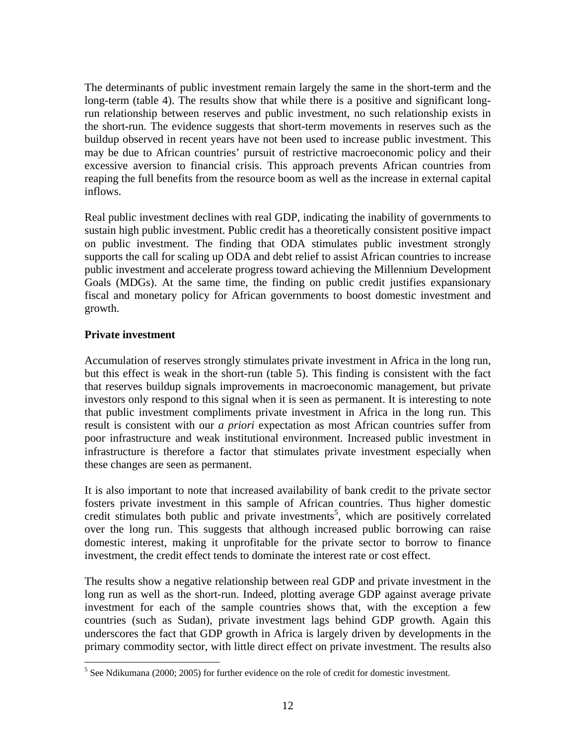The determinants of public investment remain largely the same in the short-term and the long-term (table 4). The results show that while there is a positive and significant long-run relationship between reserves and public investment, no such relationship exists in the short-run. The evidence suggests that short-term movements in reserves such as the buildup observed in recent years have not been used to increase public investment. This may be due to African countries' pursuit of restrictive macroeconomic policy and their excessive aversion to financial crisis. This approach prevents African countries from reaping the full benefits from the resource boom as well as the increase in external capital inflows.

Real public investment declines with real GDP, indicating the inability of governments to sustain high public investment. Public credit has a theoretically consistent positive impact on public investment. The finding that ODA stimulates public investment strongly supports the call for scaling up ODA and debt relief to assist African countries to increase public investment and accelerate progress toward achieving the Millennium Development Goals (MDGs). At the same time, the finding on public credit justifies expansionary fiscal and monetary policy for African governments to boost domestic investment and growth.

**Private investment**

Accumulation of reserves strongly stimulates private investment in Africa in the long run, but this effect is weak in the short-run (table 5). This finding is consistent with the fact that reserves buildup signals improvements in macroeconomic management, but private investors only respond to this signal when it is seen as permanent. It is interesting to note that public investment compliments private investment in Africa in the long run. This result is consistent with our *a priori* expectation as most African countries suffer from poor infrastructure and weak institutional environment. Increased public investment in infrastructure is therefore a factor that stimulates private investment especially when these changes are seen as permanent.

It is also important to note that increased availability of bank credit to the private sector fosters private investment in this sample of African countries. Thus higher domestic credit stimulates both public and private investments[5], which are positively correlated over the long run. This suggests that although increased public borrowing can raise domestic interest, making it unprofitable for the private sector to borrow to finance investment, the credit effect tends to dominate the interest rate or cost effect.

The results show a negative relationship between real GDP and private investment in the long run as well as the short-run. Indeed, plotting average GDP against average private investment for each of the sample countries shows that, with the exception a few countries (such as Sudan), private investment lags behind GDP growth. Again this underscores the fact that GDP growth in Africa is largely driven by developments in the primary commodity sector, with little direct effect on private investment. The results also

[5] See Ndikumana (2000; 2005) for further evidence on the role of credit for domestic investment.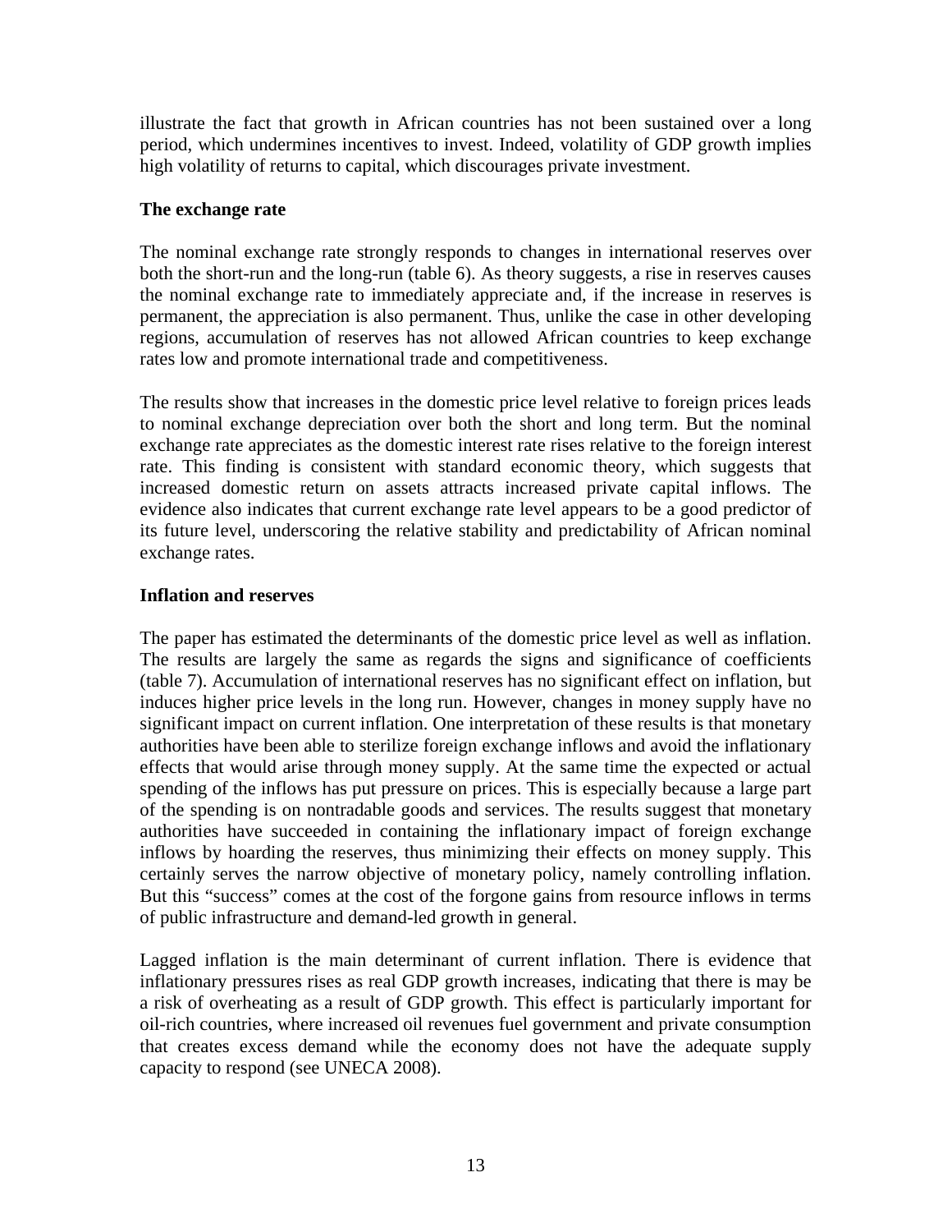illustrate the fact that growth in African countries has not been sustained over a long period, which undermines incentives to invest. Indeed, volatility of GDP growth implies high volatility of returns to capital, which discourages private investment.

**The exchange rate**

The nominal exchange rate strongly responds to changes in international reserves over both the short-run and the long-run (table 6). As theory suggests, a rise in reserves causes the nominal exchange rate to immediately appreciate and, if the increase in reserves is permanent, the appreciation is also permanent. Thus, unlike the case in other developing regions, accumulation of reserves has not allowed African countries to keep exchange rates low and promote international trade and competitiveness.

The results show that increases in the domestic price level relative to foreign prices leads to nominal exchange depreciation over both the short and long term. But the nominal exchange rate appreciates as the domestic interest rate rises relative to the foreign interest rate. This finding is consistent with standard economic theory, which suggests that increased domestic return on assets attracts increased private capital inflows. The evidence also indicates that current exchange rate level appears to be a good predictor of its future level, underscoring the relative stability and predictability of African nominal exchange rates.

**Inflation and reserves**

The paper has estimated the determinants of the domestic price level as well as inflation. The results are largely the same as regards the signs and significance of coefficients (table 7). Accumulation of international reserves has no significant effect on inflation, but induces higher price levels in the long run. However, changes in money supply have no significant impact on current inflation. One interpretation of these results is that monetary authorities have been able to sterilize foreign exchange inflows and avoid the inflationary effects that would arise through money supply. At the same time the expected or actual spending of the inflows has put pressure on prices. This is especially because a large part of the spending is on nontradable goods and services. The results suggest that monetary authorities have succeeded in containing the inflationary impact of foreign exchange inflows by hoarding the reserves, thus minimizing their effects on money supply. This certainly serves the narrow objective of monetary policy, namely controlling inflation. But this "success" comes at the cost of the forgone gains from resource inflows in terms of public infrastructure and demand-led growth in general.

Lagged inflation is the main determinant of current inflation. There is evidence that inflationary pressures rises as real GDP growth increases, indicating that there is may be a risk of overheating as a result of GDP growth. This effect is particularly important for oil-rich countries, where increased oil revenues fuel government and private consumption that creates excess demand while the economy does not have the adequate supply capacity to respond (see UNECA 2008).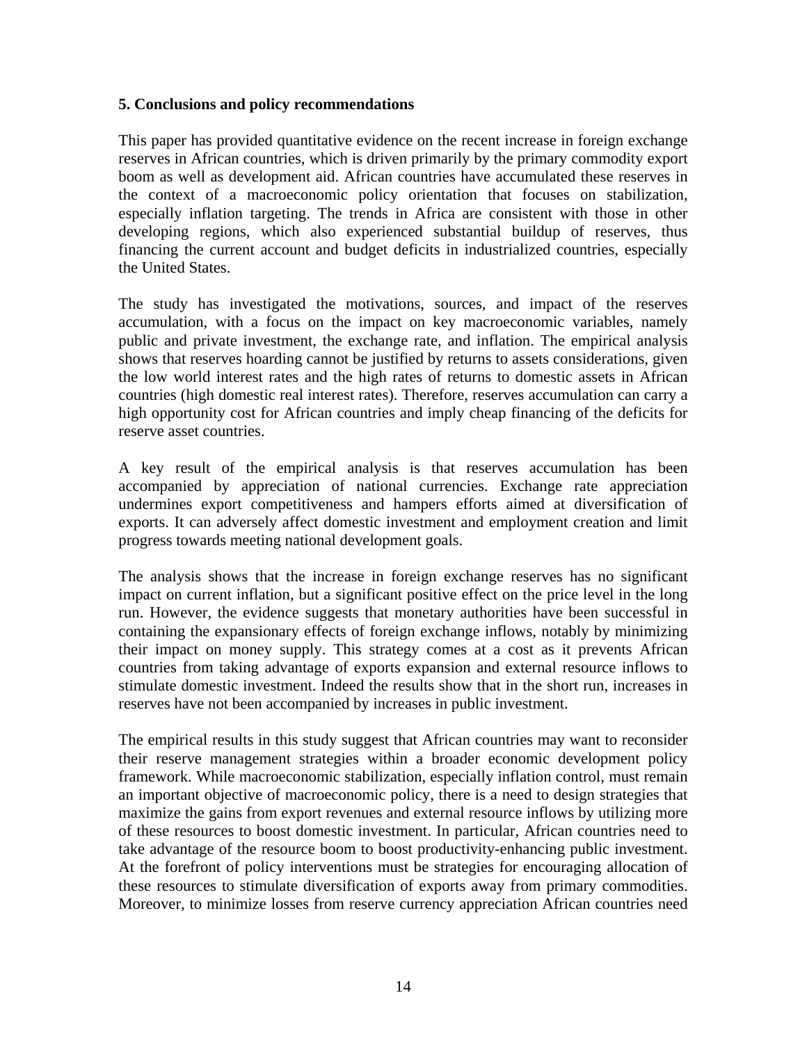**5. Conclusions and policy recommendations**

This paper has provided quantitative evidence on the recent increase in foreign exchange reserves in African countries, which is driven primarily by the primary commodity export boom as well as development aid. African countries have accumulated these reserves in the context of a macroeconomic policy orientation that focuses on stabilization, especially inflation targeting. The trends in Africa are consistent with those in other developing regions, which also experienced substantial buildup of reserves, thus financing the current account and budget deficits in industrialized countries, especially the United States.

The study has investigated the motivations, sources, and impact of the reserves accumulation, with a focus on the impact on key macroeconomic variables, namely public and private investment, the exchange rate, and inflation. The empirical analysis shows that reserves hoarding cannot be justified by returns to assets considerations, given the low world interest rates and the high rates of returns to domestic assets in African countries (high domestic real interest rates). Therefore, reserves accumulation can carry a high opportunity cost for African countries and imply cheap financing of the deficits for reserve asset countries.

A key result of the empirical analysis is that reserves accumulation has been accompanied by appreciation of national currencies. Exchange rate appreciation undermines export competitiveness and hampers efforts aimed at diversification of exports. It can adversely affect domestic investment and employment creation and limit progress towards meeting national development goals.

The analysis shows that the increase in foreign exchange reserves has no significant impact on current inflation, but a significant positive effect on the price level in the long run. However, the evidence suggests that monetary authorities have been successful in containing the expansionary effects of foreign exchange inflows, notably by minimizing their impact on money supply. This strategy comes at a cost as it prevents African countries from taking advantage of exports expansion and external resource inflows to stimulate domestic investment. Indeed the results show that in the short run, increases in reserves have not been accompanied by increases in public investment.

The empirical results in this study suggest that African countries may want to reconsider their reserve management strategies within a broader economic development policy framework. While macroeconomic stabilization, especially inflation control, must remain an important objective of macroeconomic policy, there is a need to design strategies that maximize the gains from export revenues and external resource inflows by utilizing more of these resources to boost domestic investment. In particular, African countries need to take advantage of the resource boom to boost productivity-enhancing public investment. At the forefront of policy interventions must be strategies for encouraging allocation of these resources to stimulate diversification of exports away from primary commodities. Moreover, to minimize losses from reserve currency appreciation African countries need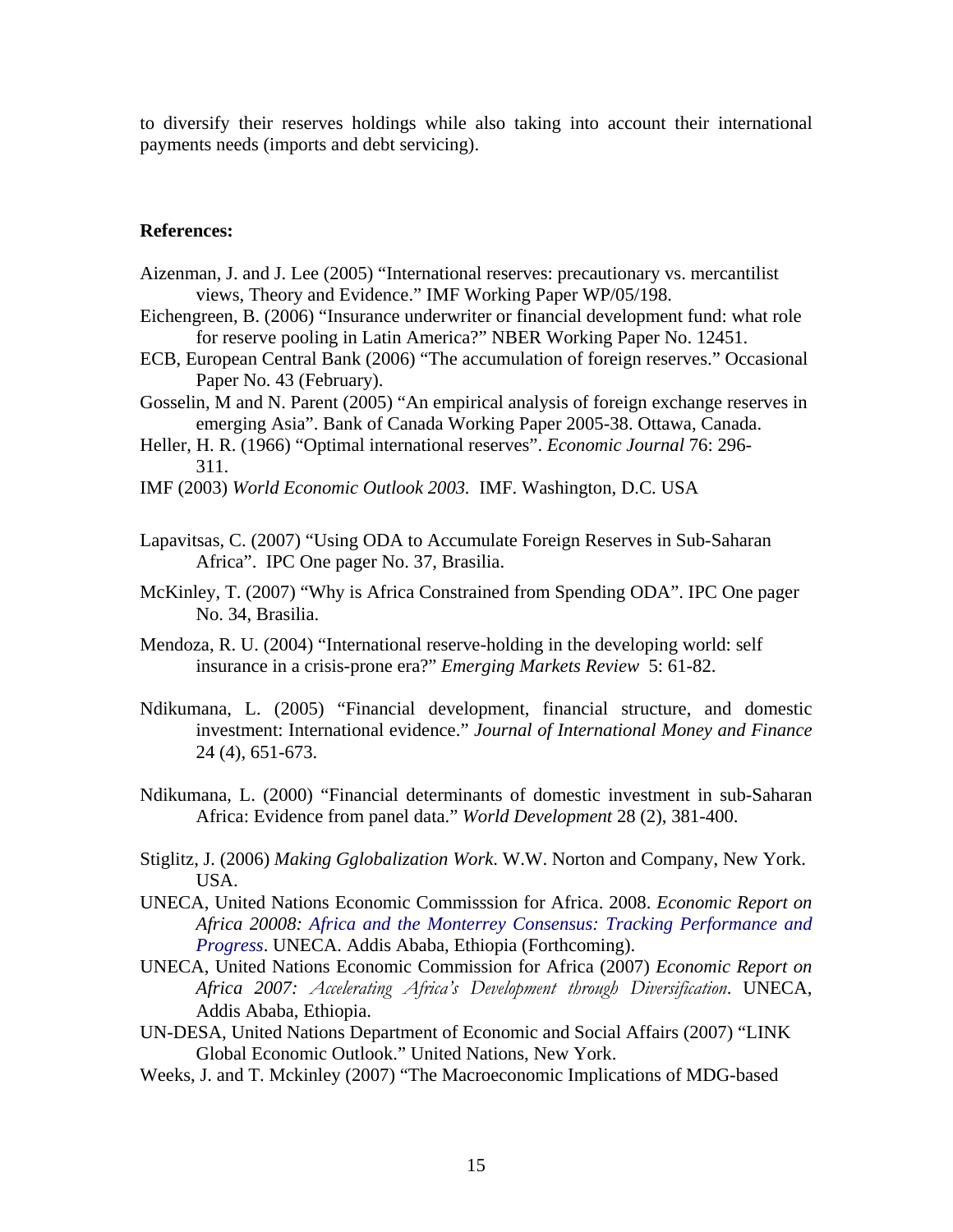to diversify their reserves holdings while also taking into account their international payments needs (imports and debt servicing).

**References:**

Aizenman, J. and J. Lee (2005) "International reserves: precautionary vs. mercantilist views, Theory and Evidence." IMF Working Paper WP/05/198.

Eichengreen, B. (2006) "Insurance underwriter or financial development fund: what role for reserve pooling in Latin America?" NBER Working Paper No. 12451.

ECB, European Central Bank (2006) "The accumulation of foreign reserves." Occasional Paper No. 43 (February).

Gosselin, M and N. Parent (2005) "An empirical analysis of foreign exchange reserves in emerging Asia". Bank of Canada Working Paper 2005-38. Ottawa, Canada.

Heller, H. R. (1966) "Optimal international reserves". *Economic Journal* 76: 296-311.

IMF (2003) *World Economic Outlook 2003.* IMF. Washington, D.C. USA

Lapavitsas, C. (2007) "Using ODA to Accumulate Foreign Reserves in Sub-Saharan Africa". IPC One pager No. 37, Brasilia.

McKinley, T. (2007) "Why is Africa Constrained from Spending ODA". IPC One pager No. 34, Brasilia.

Mendoza, R. U. (2004) "International reserve-holding in the developing world: self insurance in a crisis-prone era?" *Emerging Markets Review* 5: 61-82.

Ndikumana, L. (2005) "Financial development, financial structure, and domestic investment: International evidence." *Journal of International Money and Finance* 24 (4), 651-673.

Ndikumana, L. (2000) "Financial determinants of domestic investment in sub-Saharan Africa: Evidence from panel data." *World Development* 28 (2), 381-400.

Stiglitz, J. (2006) *Making Gglobalization Work*. W.W. Norton and Company, New York. USA.

UNECA, United Nations Economic Commisssion for Africa. 2008. *Economic Report on Africa 20008: Africa and the Monterrey Consensus: Tracking Performance and Progress*. UNECA. Addis Ababa, Ethiopia (Forthcoming).

UNECA, United Nations Economic Commission for Africa (2007) *Economic Report on Africa 2007: Accelerating Africa's Development through Diversification*. UNECA, Addis Ababa, Ethiopia.

UN-DESA, United Nations Department of Economic and Social Affairs (2007) "LINK Global Economic Outlook." United Nations, New York.

Weeks, J. and T. Mckinley (2007) "The Macroeconomic Implications of MDG-based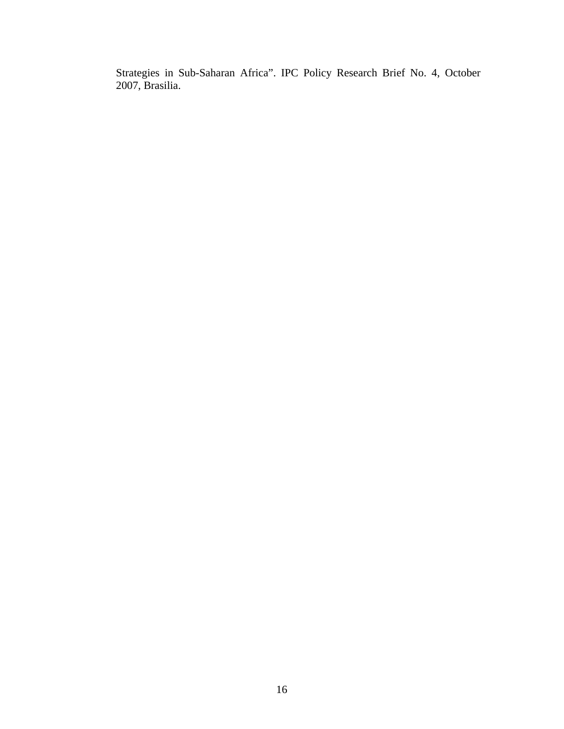Strategies in Sub-Saharan Africa". IPC Policy Research Brief No. 4, October 2007, Brasilia.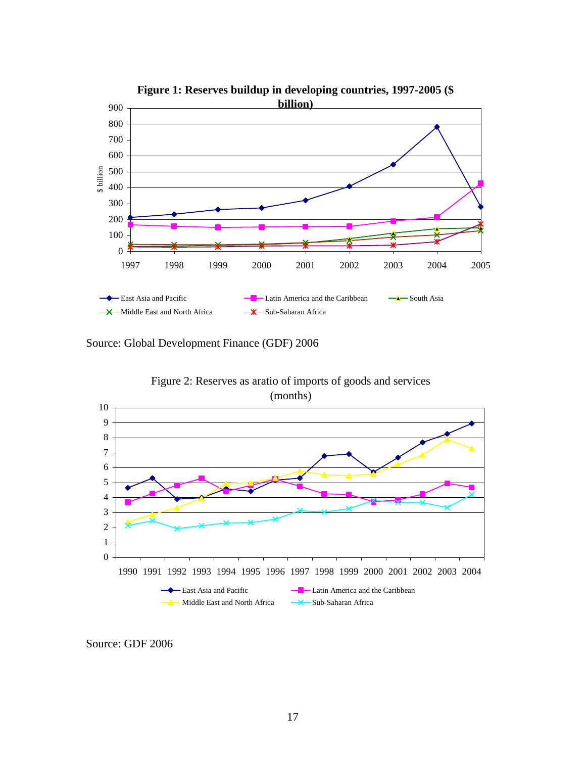**Figure 1: Reserves buildup in developing countries, 1997-2005 ($ billion)**

Source: Global Development Finance (GDF) 2006

Figure 2: Reserves as aratio of imports of goods and services (months)

Source: GDF 2006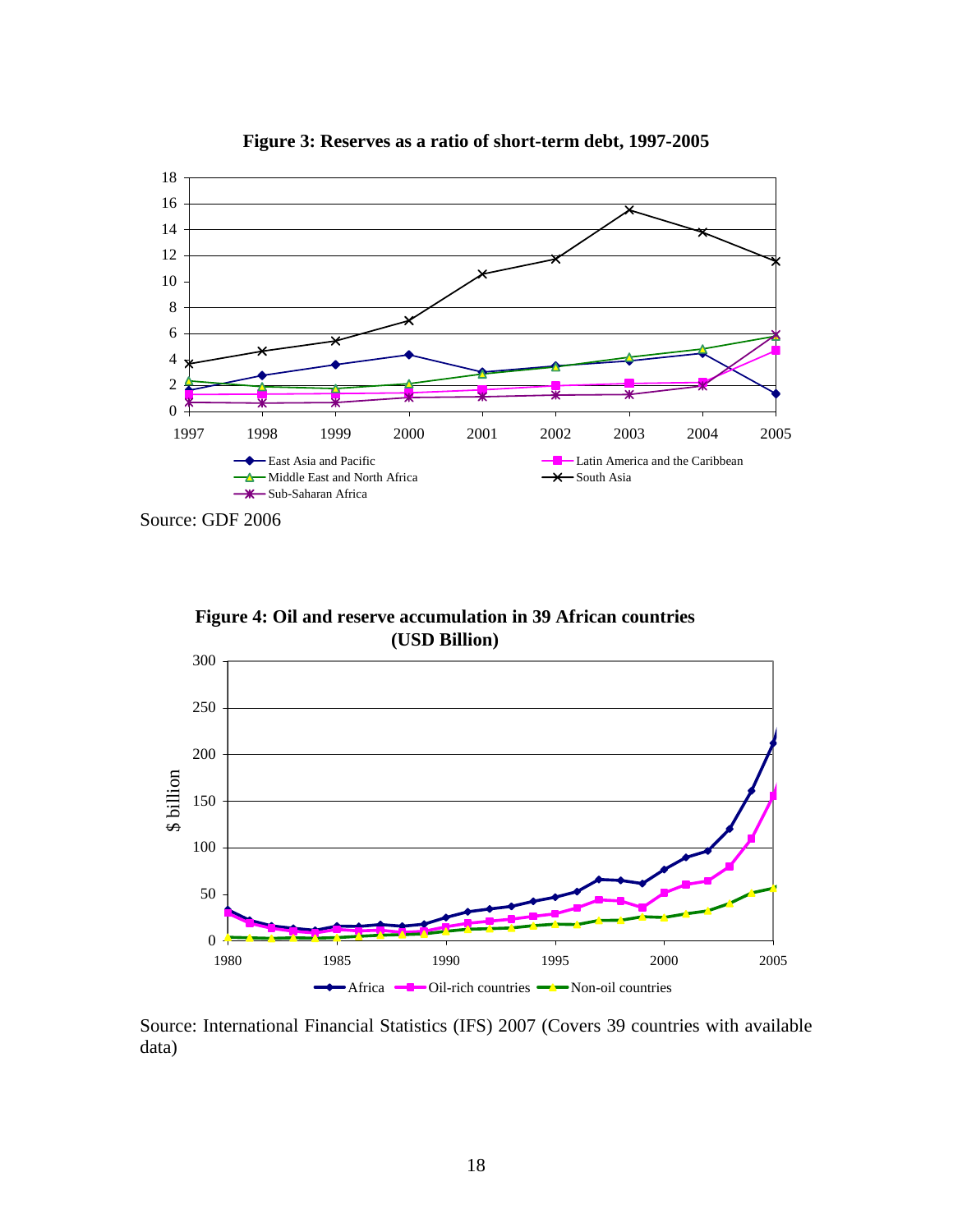**Figure 3: Reserves as a ratio of short-term debt, 1997-2005**

Source: GDF 2006

**Figure 4: Oil and reserve accumulation in 39 African countries (USD Billion)**

Source: International Financial Statistics (IFS) 2007 (Covers 39 countries with available data)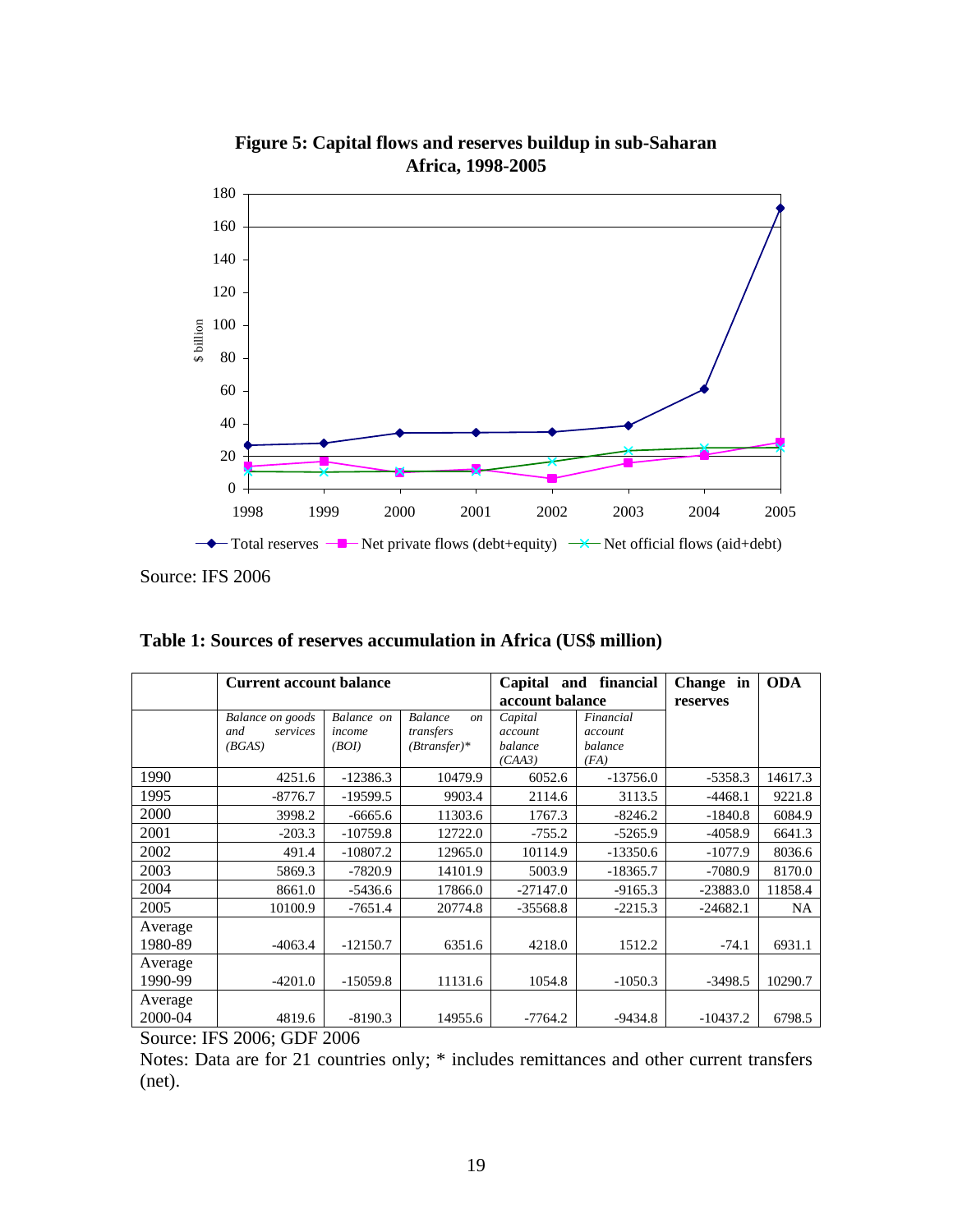**Figure 5: Capital flows and reserves buildup in sub-Saharan Africa, 1998-2005**

Source: IFS 2006

**Table 1: Sources of reserves accumulation in Africa (US$ million)**

| | Current account balance | | | Capital and financial account balance | | Change in reserves | ODA |
|---|---|---|---|---|---|---|---|
| | *Balance on goods and services (BGAS)* | *Balance on income (BOI)* | *Balance on transfers (Btransfer)** | *Capital account balance (CAA3)* | *Financial account balance (FA)* | | |
| 1990 | 4251.6 | -12386.3 | 10479.9 | 6052.6 | -13756.0 | -5358.3 | 14617.3 |
| 1995 | -8776.7 | -19599.5 | 9903.4 | 2114.6 | 3113.5 | -4468.1 | 9221.8 |
| 2000 | 3998.2 | -6665.6 | 11303.6 | 1767.3 | -8246.2 | -1840.8 | 6084.9 |
| 2001 | -203.3 | -10759.8 | 12722.0 | -755.2 | -5265.9 | -4058.9 | 6641.3 |
| 2002 | 491.4 | -10807.2 | 12965.0 | 10114.9 | -13350.6 | -1077.9 | 8036.6 |
| 2003 | 5869.3 | -7820.9 | 14101.9 | 5003.9 | -18365.7 | -7080.9 | 8170.0 |
| 2004 | 8661.0 | -5436.6 | 17866.0 | -27147.0 | -9165.3 | -23883.0 | 11858.4 |
| 2005 | 10100.9 | -7651.4 | 20774.8 | -35568.8 | -2215.3 | -24682.1 | NA |
| Average 1980-89 | -4063.4 | -12150.7 | 6351.6 | 4218.0 | 1512.2 | -74.1 | 6931.1 |
| Average 1990-99 | -4201.0 | -15059.8 | 11131.6 | 1054.8 | -1050.3 | -3498.5 | 10290.7 |
| Average 2000-04 | 4819.6 | -8190.3 | 14955.6 | -7764.2 | -9434.8 | -10437.2 | 6798.5 |

Source: IFS 2006; GDF 2006

Notes: Data are for 21 countries only; * includes remittances and other current transfers (net).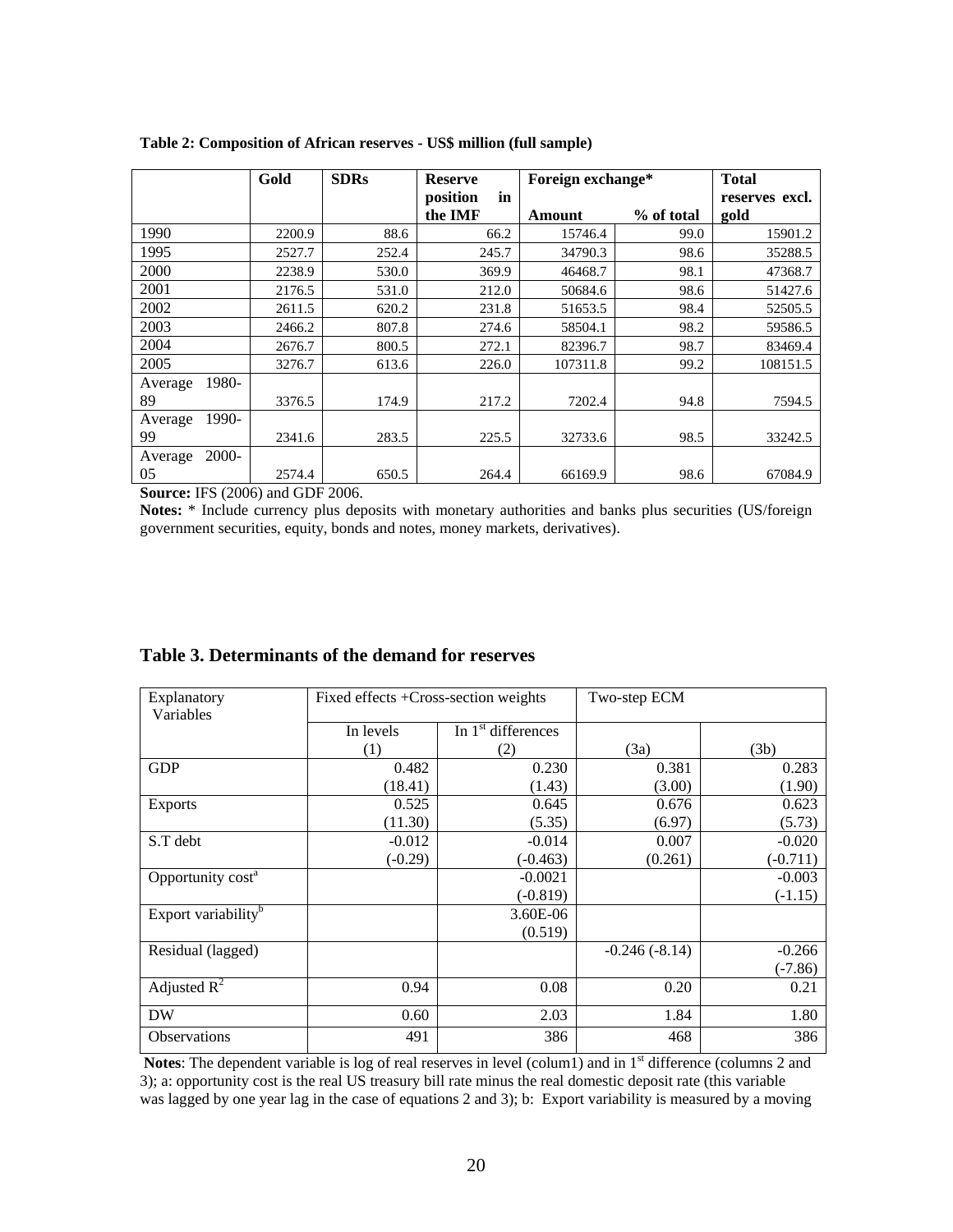**Table 2: Composition of African reserves - US$ million (full sample)**

| | Gold | SDRs | Reserve position in the IMF | Foreign exchange* | | Total reserves excl. gold |
|---|---|---|---|---|---|---|
| | | | | Amount | % of total | |
| 1990 | 2200.9 | 88.6 | 66.2 | 15746.4 | 99.0 | 15901.2 |
| 1995 | 2527.7 | 252.4 | 245.7 | 34790.3 | 98.6 | 35288.5 |
| 2000 | 2238.9 | 530.0 | 369.9 | 46468.7 | 98.1 | 47368.7 |
| 2001 | 2176.5 | 531.0 | 212.0 | 50684.6 | 98.6 | 51427.6 |
| 2002 | 2611.5 | 620.2 | 231.8 | 51653.5 | 98.4 | 52505.5 |
| 2003 | 2466.2 | 807.8 | 274.6 | 58504.1 | 98.2 | 59586.5 |
| 2004 | 2676.7 | 800.5 | 272.1 | 82396.7 | 98.7 | 83469.4 |
| 2005 | 3276.7 | 613.6 | 226.0 | 107311.8 | 99.2 | 108151.5 |
| Average 1980-89 | 3376.5 | 174.9 | 217.2 | 7202.4 | 94.8 | 7594.5 |
| Average 1990-99 | 2341.6 | 283.5 | 225.5 | 32733.6 | 98.5 | 33242.5 |
| Average 2000-05 | 2574.4 | 650.5 | 264.4 | 66169.9 | 98.6 | 67084.9 |

**Source:** IFS (2006) and GDF 2006.

**Notes:** * Include currency plus deposits with monetary authorities and banks plus securities (US/foreign government securities, equity, bonds and notes, money markets, derivatives).

## Table 3. Determinants of the demand for reserves

| Explanatory Variables | Fixed effects +Cross-section weights | | Two-step ECM | |
|---|---|---|---|---|
| | In levels (1) | In 1st differences (2) | (3a) | (3b) |
| GDP | 0.482 | 0.230 | 0.381 | 0.283 |
| | (18.41) | (1.43) | (3.00) | (1.90) |
| Exports | 0.525 | 0.645 | 0.676 | 0.623 |
| | (11.30) | (5.35) | (6.97) | (5.73) |
| S.T debt | -0.012 | -0.014 | 0.007 | -0.020 |
| | (-0.29) | (-0.463) | (0.261) | (-0.711) |
| Opportunity cost[a] | | -0.0021 | | -0.003 |
| | | (-0.819) | | (-1.15) |
| Export variability[b] | | 3.60E-06 | | |
| | | (0.519) | | |
| Residual (lagged) | | | -0.246 (-8.14) | -0.266 |
| | | | | (-7.86) |
| Adjusted $R^2$ | 0.94 | 0.08 | 0.20 | 0.21 |
| DW | 0.60 | 2.03 | 1.84 | 1.80 |
| Observations | 491 | 386 | 468 | 386 |

**Notes**: The dependent variable is log of real reserves in level (colum1) and in 1st difference (columns 2 and 3); a: opportunity cost is the real US treasury bill rate minus the real domestic deposit rate (this variable was lagged by one year lag in the case of equations 2 and 3); b: Export variability is measured by a moving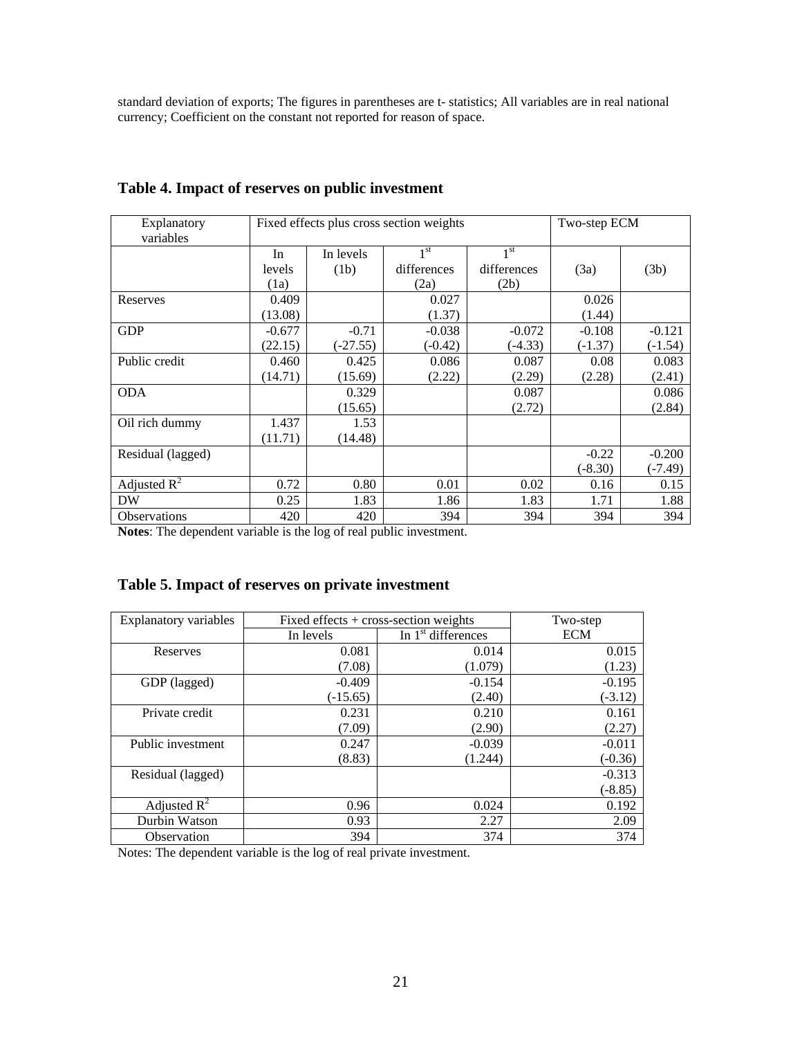standard deviation of exports; The figures in parentheses are t- statistics; All variables are in real national currency; Coefficient on the constant not reported for reason of space.

## Table 4. Impact of reserves on public investment

| Explanatory variables | Fixed effects plus cross section weights | | | | Two-step ECM | |
|---|---|---|---|---|---|---|
| | In levels (1a) | In levels (1b) | 1st differences (2a) | 1st differences (2b) | (3a) | (3b) |
| Reserves | 0.409 | | 0.027 | | 0.026 | |
| | (13.08) | | (1.37) | | (1.44) | |
| GDP | -0.677 | -0.71 | -0.038 | -0.072 | -0.108 | -0.121 |
| | (22.15) | (-27.55) | (-0.42) | (-4.33) | (-1.37) | (-1.54) |
| Public credit | 0.460 | 0.425 | 0.086 | 0.087 | 0.08 | 0.083 |
| | (14.71) | (15.69) | (2.22) | (2.29) | (2.28) | (2.41) |
| ODA | | 0.329 | | 0.087 | | 0.086 |
| | | (15.65) | | (2.72) | | (2.84) |
| Oil rich dummy | 1.437 | 1.53 | | | | |
| | (11.71) | (14.48) | | | | |
| Residual (lagged) | | | | | -0.22 | -0.200 |
| | | | | | (-8.30) | (-7.49) |
| Adjusted $R^2$ | 0.72 | 0.80 | 0.01 | 0.02 | 0.16 | 0.15 |
| DW | 0.25 | 1.83 | 1.86 | 1.83 | 1.71 | 1.88 |
| Observations | 420 | 420 | 394 | 394 | 394 | 394 |

**Notes**: The dependent variable is the log of real public investment.

## Table 5. Impact of reserves on private investment

| Explanatory variables | Fixed effects + cross-section weights | | Two-step ECM |
|---|---|---|---|
| | In levels | In 1st differences | |
| Reserves | 0.081 | 0.014 | 0.015 |
| | (7.08) | (1.079) | (1.23) |
| GDP (lagged) | -0.409 | -0.154 | -0.195 |
| | (-15.65) | (2.40) | (-3.12) |
| Private credit | 0.231 | 0.210 | 0.161 |
| | (7.09) | (2.90) | (2.27) |
| Public investment | 0.247 | -0.039 | -0.011 |
| | (8.83) | (1.244) | (-0.36) |
| Residual (lagged) | | | -0.313 |
| | | | (-8.85) |
| Adjusted $R^2$ | 0.96 | 0.024 | 0.192 |
| Durbin Watson | 0.93 | 2.27 | 2.09 |
| Observation | 394 | 374 | 374 |

Notes: The dependent variable is the log of real private investment.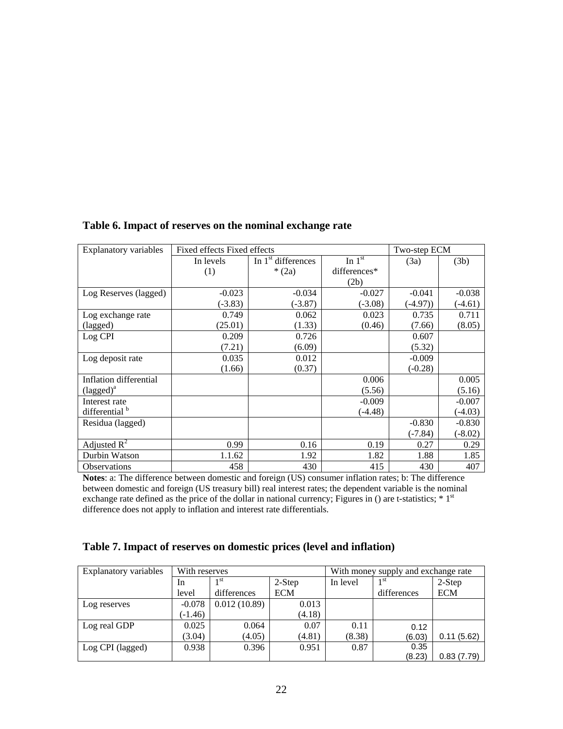**Table 6. Impact of reserves on the nominal exchange rate**

| Explanatory variables | Fixed effects Fixed effects | | | Two-step ECM | |
|---|---|---|---|---|---|
| | In levels (1) | In 1st differences * (2a) | In 1st differences* (2b) | (3a) | (3b) |
| Log Reserves (lagged) | -0.023 (-3.83) | -0.034 (-3.87) | -0.027 (-3.08) | -0.041 (-4.97)) | -0.038 (-4.61) |
| Log exchange rate (lagged) | 0.749 (25.01) | 0.062 (1.33) | 0.023 (0.46) | 0.735 (7.66) | 0.711 (8.05) |
| Log CPI | 0.209 (7.21) | 0.726 (6.09) | | 0.607 (5.32) | |
| Log deposit rate | 0.035 (1.66) | 0.012 (0.37) | | -0.009 (-0.28) | |
| Inflation differential (lagged)[a] | | | 0.006 (5.56) | | 0.005 (5.16) |
| Interest rate differential [b] | | | -0.009 (-4.48) | | -0.007 (-4.03) |
| Residua (lagged) | | | | -0.830 (-7.84) | -0.830 (-8.02) |
| Adjusted $R^2$ | 0.99 | 0.16 | 0.19 | 0.27 | 0.29 |
| Durbin Watson | 1.1.62 | 1.92 | 1.82 | 1.88 | 1.85 |
| Observations | 458 | 430 | 415 | 430 | 407 |

**Notes**: a: The difference between domestic and foreign (US) consumer inflation rates; b: The difference between domestic and foreign (US treasury bill) real interest rates; the dependent variable is the nominal exchange rate defined as the price of the dollar in national currency; Figures in () are t-statistics; * 1st difference does not apply to inflation and interest rate differentials.

**Table 7. Impact of reserves on domestic prices (level and inflation)**

| Explanatory variables | With reserves | | | With money supply and exchange rate | | |
|---|---|---|---|---|---|---|
| | In level | 1st differences | 2-Step ECM | In level | 1st differences | 2-Step ECM |
| Log reserves | -0.078 (-1.46) | 0.012 (10.89) | 0.013 (4.18) | | | |
| Log real GDP | 0.025 (3.04) | 0.064 (4.05) | 0.07 (4.81) | 0.11 (8.38) | 0.12 (6.03) | 0.11 (5.62) |
| Log CPI (lagged) | 0.938 | 0.396 | 0.951 | 0.87 | 0.35 (8.23) | 0.83 (7.79) |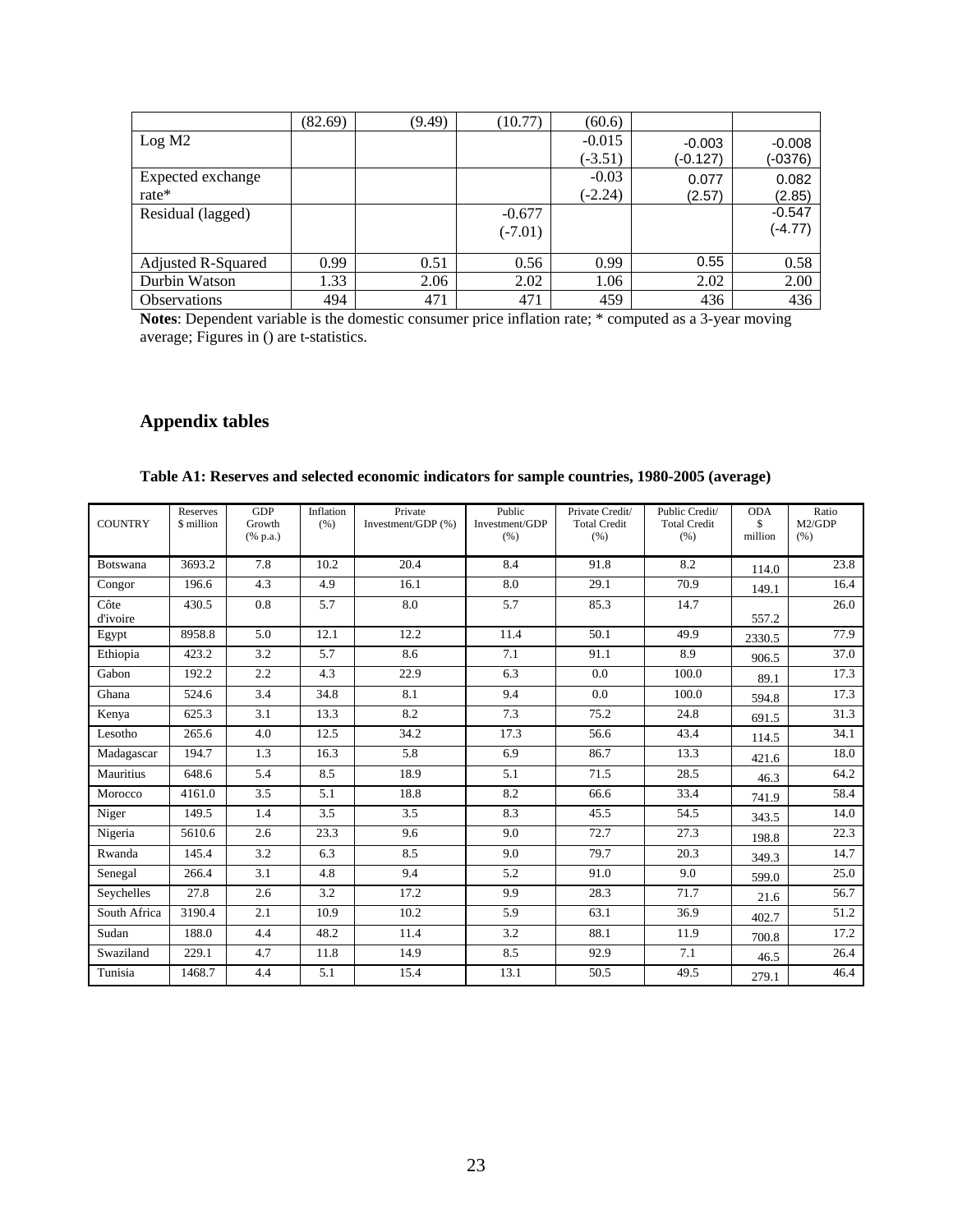| | (82.69) | (9.49) | (10.77) | (60.6) | | |
|---|---|---|---|---|---|---|
| Log M2 | | | | -0.015<br>(-3.51) | -0.003<br>(-0.127) | -0.008<br>(-0376) |
| Expected exchange rate* | | | | -0.03<br>(-2.24) | 0.077<br>(2.57) | 0.082<br>(2.85) |
| Residual (lagged) | | | -0.677<br>(-7.01) | | | -0.547<br>(-4.77) |
| Adjusted R-Squared | 0.99 | 0.51 | 0.56 | 0.99 | 0.55 | 0.58 |
| Durbin Watson | 1.33 | 2.06 | 2.02 | 1.06 | 2.02 | 2.00 |
| Observations | 494 | 471 | 471 | 459 | 436 | 436 |

**Notes**: Dependent variable is the domestic consumer price inflation rate; * computed as a 3-year moving average; Figures in () are t-statistics.

## Appendix tables

**Table A1: Reserves and selected economic indicators for sample countries, 1980-2005 (average)**

| COUNTRY | Reserves $ million | GDP Growth (% p.a.) | Inflation (%) | Private Investment/GDP (%) | Public Investment/GDP (%) | Private Credit/ Total Credit (%) | Public Credit/ Total Credit (%) | ODA $ million | Ratio M2/GDP (%) |
|---|---|---|---|---|---|---|---|---|---|
| Botswana | 3693.2 | 7.8 | 10.2 | 20.4 | 8.4 | 91.8 | 8.2 | 114.0 | 23.8 |
| Congor | 196.6 | 4.3 | 4.9 | 16.1 | 8.0 | 29.1 | 70.9 | 149.1 | 16.4 |
| Côte d'ivoire | 430.5 | 0.8 | 5.7 | 8.0 | 5.7 | 85.3 | 14.7 | 557.2 | 26.0 |
| Egypt | 8958.8 | 5.0 | 12.1 | 12.2 | 11.4 | 50.1 | 49.9 | 2330.5 | 77.9 |
| Ethiopia | 423.2 | 3.2 | 5.7 | 8.6 | 7.1 | 91.1 | 8.9 | 906.5 | 37.0 |
| Gabon | 192.2 | 2.2 | 4.3 | 22.9 | 6.3 | 0.0 | 100.0 | 89.1 | 17.3 |
| Ghana | 524.6 | 3.4 | 34.8 | 8.1 | 9.4 | 0.0 | 100.0 | 594.8 | 17.3 |
| Kenya | 625.3 | 3.1 | 13.3 | 8.2 | 7.3 | 75.2 | 24.8 | 691.5 | 31.3 |
| Lesotho | 265.6 | 4.0 | 12.5 | 34.2 | 17.3 | 56.6 | 43.4 | 114.5 | 34.1 |
| Madagascar | 194.7 | 1.3 | 16.3 | 5.8 | 6.9 | 86.7 | 13.3 | 421.6 | 18.0 |
| Mauritius | 648.6 | 5.4 | 8.5 | 18.9 | 5.1 | 71.5 | 28.5 | 46.3 | 64.2 |
| Morocco | 4161.0 | 3.5 | 5.1 | 18.8 | 8.2 | 66.6 | 33.4 | 741.9 | 58.4 |
| Niger | 149.5 | 1.4 | 3.5 | 3.5 | 8.3 | 45.5 | 54.5 | 343.5 | 14.0 |
| Nigeria | 5610.6 | 2.6 | 23.3 | 9.6 | 9.0 | 72.7 | 27.3 | 198.8 | 22.3 |
| Rwanda | 145.4 | 3.2 | 6.3 | 8.5 | 9.0 | 79.7 | 20.3 | 349.3 | 14.7 |
| Senegal | 266.4 | 3.1 | 4.8 | 9.4 | 5.2 | 91.0 | 9.0 | 599.0 | 25.0 |
| Seychelles | 27.8 | 2.6 | 3.2 | 17.2 | 9.9 | 28.3 | 71.7 | 21.6 | 56.7 |
| South Africa | 3190.4 | 2.1 | 10.9 | 10.2 | 5.9 | 63.1 | 36.9 | 402.7 | 51.2 |
| Sudan | 188.0 | 4.4 | 48.2 | 11.4 | 3.2 | 88.1 | 11.9 | 700.8 | 17.2 |
| Swaziland | 229.1 | 4.7 | 11.8 | 14.9 | 8.5 | 92.9 | 7.1 | 46.5 | 26.4 |
| Tunisia | 1468.7 | 4.4 | 5.1 | 15.4 | 13.1 | 50.5 | 49.5 | 279.1 | 46.4 |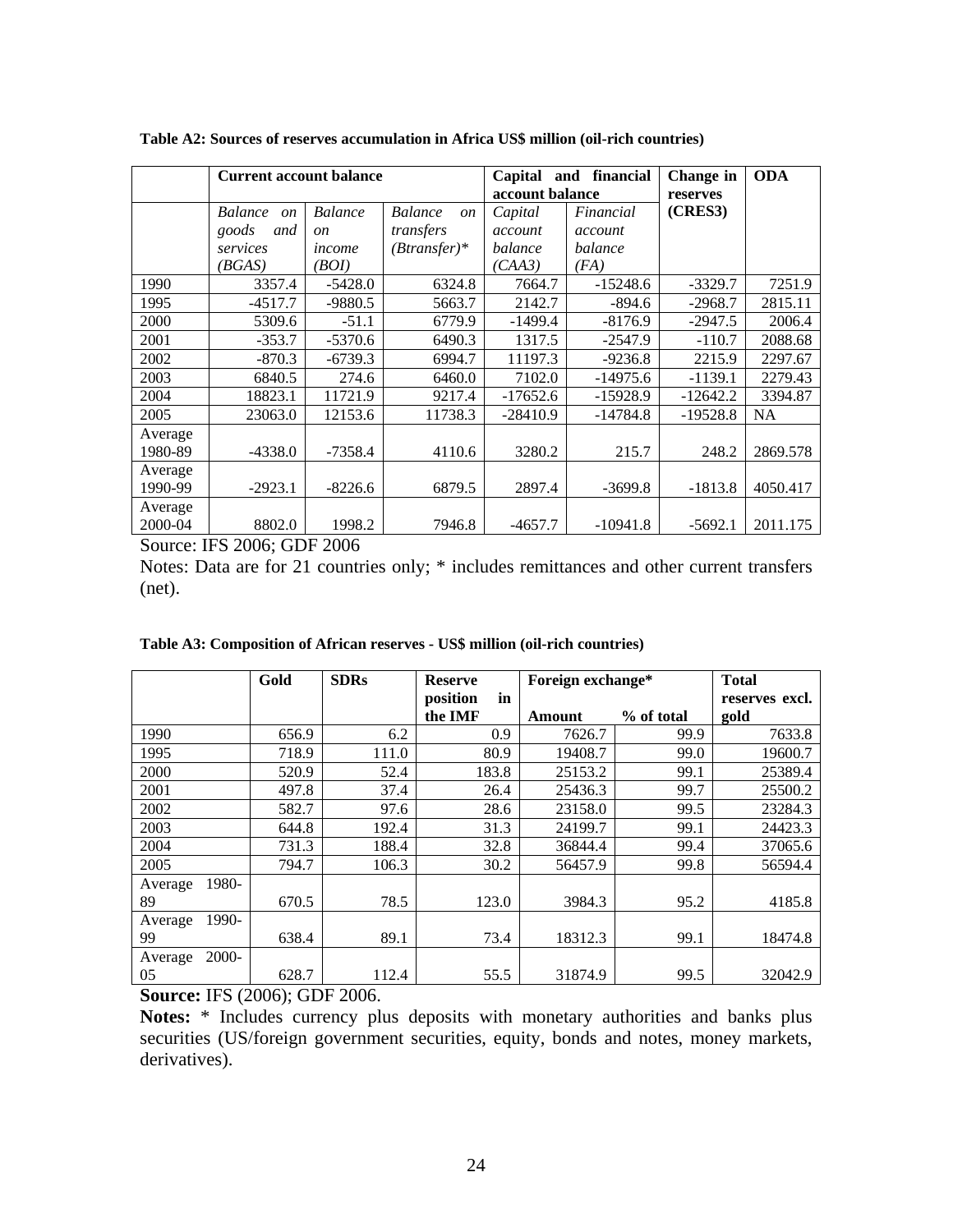**Table A2: Sources of reserves accumulation in Africa US$ million (oil-rich countries)**

| | Current account balance | | | Capital and financial account balance | | Change in reserves (CRES3) | ODA |
|---|---|---|---|---|---|---|---|
| | *Balance on goods and services (BGAS)* | *Balance on income (BOI)* | *Balance on transfers (Btransfer)** | *Capital account balance (CAA3)* | *Financial account balance (FA)* | | |
| 1990 | 3357.4 | -5428.0 | 6324.8 | 7664.7 | -15248.6 | -3329.7 | 7251.9 |
| 1995 | -4517.7 | -9880.5 | 5663.7 | 2142.7 | -894.6 | -2968.7 | 2815.11 |
| 2000 | 5309.6 | -51.1 | 6779.9 | -1499.4 | -8176.9 | -2947.5 | 2006.4 |
| 2001 | -353.7 | -5370.6 | 6490.3 | 1317.5 | -2547.9 | -110.7 | 2088.68 |
| 2002 | -870.3 | -6739.3 | 6994.7 | 11197.3 | -9236.8 | 2215.9 | 2297.67 |
| 2003 | 6840.5 | 274.6 | 6460.0 | 7102.0 | -14975.6 | -1139.1 | 2279.43 |
| 2004 | 18823.1 | 11721.9 | 9217.4 | -17652.6 | -15928.9 | -12642.2 | 3394.87 |
| 2005 | 23063.0 | 12153.6 | 11738.3 | -28410.9 | -14784.8 | -19528.8 | NA |
| Average 1980-89 | -4338.0 | -7358.4 | 4110.6 | 3280.2 | 215.7 | 248.2 | 2869.578 |
| Average 1990-99 | -2923.1 | -8226.6 | 6879.5 | 2897.4 | -3699.8 | -1813.8 | 4050.417 |
| Average 2000-04 | 8802.0 | 1998.2 | 7946.8 | -4657.7 | -10941.8 | -5692.1 | 2011.175 |

Source: IFS 2006; GDF 2006

Notes: Data are for 21 countries only; * includes remittances and other current transfers (net).

**Table A3: Composition of African reserves - US$ million (oil-rich countries)**

| | Gold | SDRs | Reserve position in the IMF | Foreign exchange* | | Total reserves excl. gold |
|---|---|---|---|---|---|---|
| | | | | Amount | % of total | |
| 1990 | 656.9 | 6.2 | 0.9 | 7626.7 | 99.9 | 7633.8 |
| 1995 | 718.9 | 111.0 | 80.9 | 19408.7 | 99.0 | 19600.7 |
| 2000 | 520.9 | 52.4 | 183.8 | 25153.2 | 99.1 | 25389.4 |
| 2001 | 497.8 | 37.4 | 26.4 | 25436.3 | 99.7 | 25500.2 |
| 2002 | 582.7 | 97.6 | 28.6 | 23158.0 | 99.5 | 23284.3 |
| 2003 | 644.8 | 192.4 | 31.3 | 24199.7 | 99.1 | 24423.3 |
| 2004 | 731.3 | 188.4 | 32.8 | 36844.4 | 99.4 | 37065.6 |
| 2005 | 794.7 | 106.3 | 30.2 | 56457.9 | 99.8 | 56594.4 |
| Average 1980-89 | 670.5 | 78.5 | 123.0 | 3984.3 | 95.2 | 4185.8 |
| Average 1990-99 | 638.4 | 89.1 | 73.4 | 18312.3 | 99.1 | 18474.8 |
| Average 2000-05 | 628.7 | 112.4 | 55.5 | 31874.9 | 99.5 | 32042.9 |

**Source:** IFS (2006); GDF 2006.

**Notes:** * Includes currency plus deposits with monetary authorities and banks plus securities (US/foreign government securities, equity, bonds and notes, money markets, derivatives).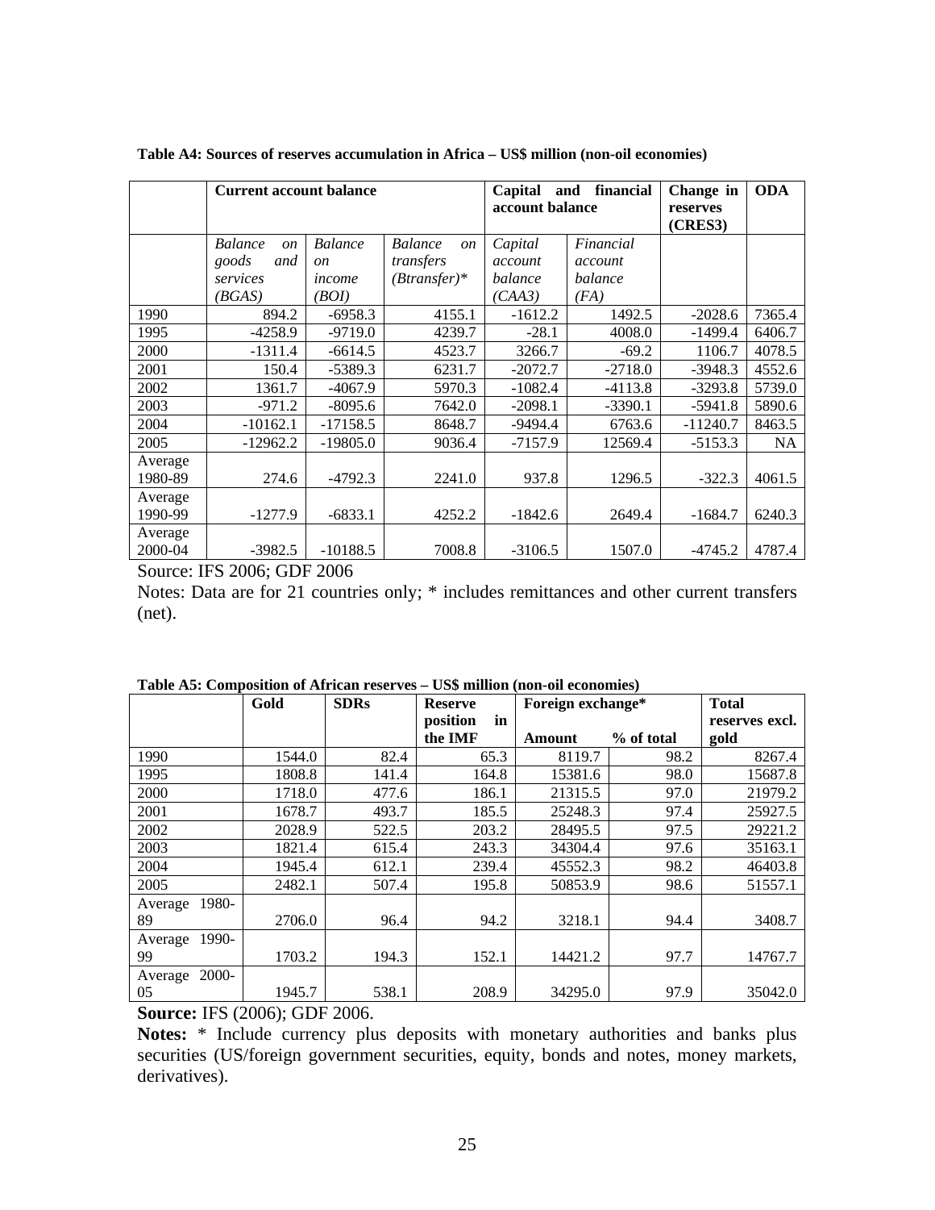**Table A4: Sources of reserves accumulation in Africa – US$ million (non-oil economies)**

| | Current account balance | | | Capital and financial account balance | | Change in reserves (CRES3) | ODA |
|---|---|---|---|---|---|---|---|
| | *Balance on goods and services (BGAS)* | *Balance on income (BOI)* | *Balance on transfers (Btransfer)** | *Capital account balance (CAA3)* | *Financial account balance (FA)* | | |
| 1990 | 894.2 | -6958.3 | 4155.1 | -1612.2 | 1492.5 | -2028.6 | 7365.4 |
| 1995 | -4258.9 | -9719.0 | 4239.7 | -28.1 | 4008.0 | -1499.4 | 6406.7 |
| 2000 | -1311.4 | -6614.5 | 4523.7 | 3266.7 | -69.2 | 1106.7 | 4078.5 |
| 2001 | 150.4 | -5389.3 | 6231.7 | -2072.7 | -2718.0 | -3948.3 | 4552.6 |
| 2002 | 1361.7 | -4067.9 | 5970.3 | -1082.4 | -4113.8 | -3293.8 | 5739.0 |
| 2003 | -971.2 | -8095.6 | 7642.0 | -2098.1 | -3390.1 | -5941.8 | 5890.6 |
| 2004 | -10162.1 | -17158.5 | 8648.7 | -9494.4 | 6763.6 | -11240.7 | 8463.5 |
| 2005 | -12962.2 | -19805.0 | 9036.4 | -7157.9 | 12569.4 | -5153.3 | NA |
| Average 1980-89 | 274.6 | -4792.3 | 2241.0 | 937.8 | 1296.5 | -322.3 | 4061.5 |
| Average 1990-99 | -1277.9 | -6833.1 | 4252.2 | -1842.6 | 2649.4 | -1684.7 | 6240.3 |
| Average 2000-04 | -3982.5 | -10188.5 | 7008.8 | -3106.5 | 1507.0 | -4745.2 | 4787.4 |

Source: IFS 2006; GDF 2006

Notes: Data are for 21 countries only; * includes remittances and other current transfers (net).

**Table A5: Composition of African reserves – US$ million (non-oil economies)**

| | Gold | SDRs | Reserve position in the IMF | Foreign exchange* | | Total reserves excl. gold |
|---|---|---|---|---|---|---|
| | | | | Amount | % of total | |
| 1990 | 1544.0 | 82.4 | 65.3 | 8119.7 | 98.2 | 8267.4 |
| 1995 | 1808.8 | 141.4 | 164.8 | 15381.6 | 98.0 | 15687.8 |
| 2000 | 1718.0 | 477.6 | 186.1 | 21315.5 | 97.0 | 21979.2 |
| 2001 | 1678.7 | 493.7 | 185.5 | 25248.3 | 97.4 | 25927.5 |
| 2002 | 2028.9 | 522.5 | 203.2 | 28495.5 | 97.5 | 29221.2 |
| 2003 | 1821.4 | 615.4 | 243.3 | 34304.4 | 97.6 | 35163.1 |
| 2004 | 1945.4 | 612.1 | 239.4 | 45552.3 | 98.2 | 46403.8 |
| 2005 | 2482.1 | 507.4 | 195.8 | 50853.9 | 98.6 | 51557.1 |
| Average 1980-89 | 2706.0 | 96.4 | 94.2 | 3218.1 | 94.4 | 3408.7 |
| Average 1990-99 | 1703.2 | 194.3 | 152.1 | 14421.2 | 97.7 | 14767.7 |
| Average 2000-05 | 1945.7 | 538.1 | 208.9 | 34295.0 | 97.9 | 35042.0 |

**Source:** IFS (2006); GDF 2006.

**Notes:** * Include currency plus deposits with monetary authorities and banks plus securities (US/foreign government securities, equity, bonds and notes, money markets, derivatives).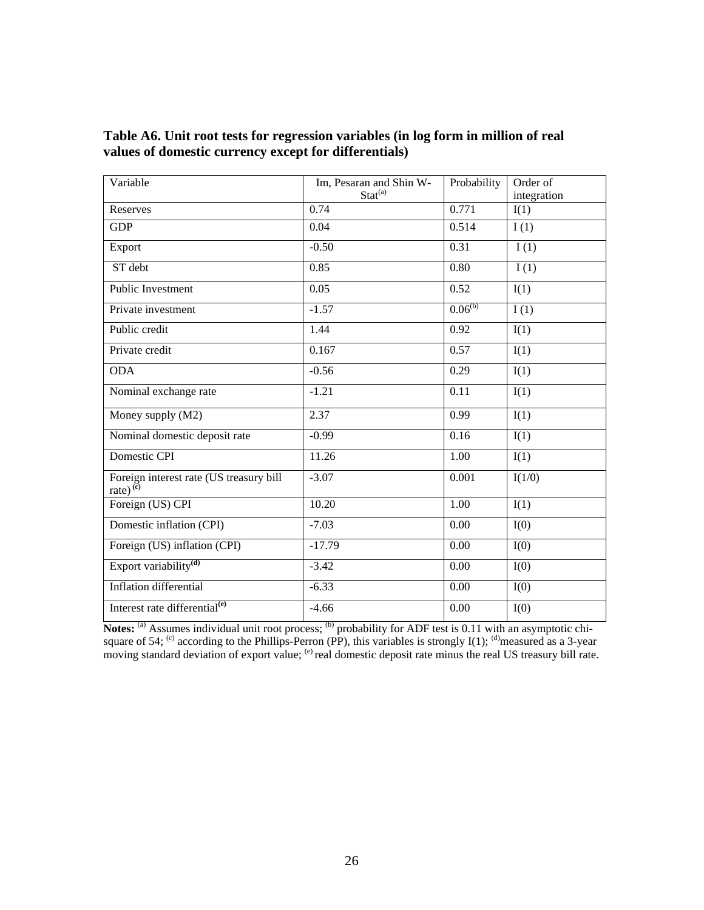**Table A6. Unit root tests for regression variables (in log form in million of real values of domestic currency except for differentials)**

| Variable | Im, Pesaran and Shin W-Stat[(a)] | Probability | Order of integration |
|---|---|---|---|
| Reserves | 0.74 | 0.771 | I(1) |
| GDP | 0.04 | 0.514 | I (1) |
| Export | -0.50 | 0.31 | I (1) |
| ST debt | 0.85 | 0.80 | I (1) |
| Public Investment | 0.05 | 0.52 | I(1) |
| Private investment | -1.57 | 0.06[(b)] | I (1) |
| Public credit | 1.44 | 0.92 | I(1) |
| Private credit | 0.167 | 0.57 | I(1) |
| ODA | -0.56 | 0.29 | I(1) |
| Nominal exchange rate | -1.21 | 0.11 | I(1) |
| Money supply (M2) | 2.37 | 0.99 | I(1) |
| Nominal domestic deposit rate | -0.99 | 0.16 | I(1) |
| Domestic CPI | 11.26 | 1.00 | I(1) |
| Foreign interest rate (US treasury bill rate)[(c)] | -3.07 | 0.001 | I(1/0) |
| Foreign (US) CPI | 10.20 | 1.00 | I(1) |
| Domestic inflation (CPI) | -7.03 | 0.00 | I(0) |
| Foreign (US) inflation (CPI) | -17.79 | 0.00 | I(0) |
| Export variability[(d)] | -3.42 | 0.00 | I(0) |
| Inflation differential | -6.33 | 0.00 | I(0) |
| Interest rate differential[(e)] | -4.66 | 0.00 | I(0) |

**Notes:** [(a)] Assumes individual unit root process; [(b)] probability for ADF test is 0.11 with an asymptotic chi-square of 54; [(c)] according to the Phillips-Perron (PP), this variables is strongly I(1); [(d)]measured as a 3-year moving standard deviation of export value; [(e)] real domestic deposit rate minus the real US treasury bill rate.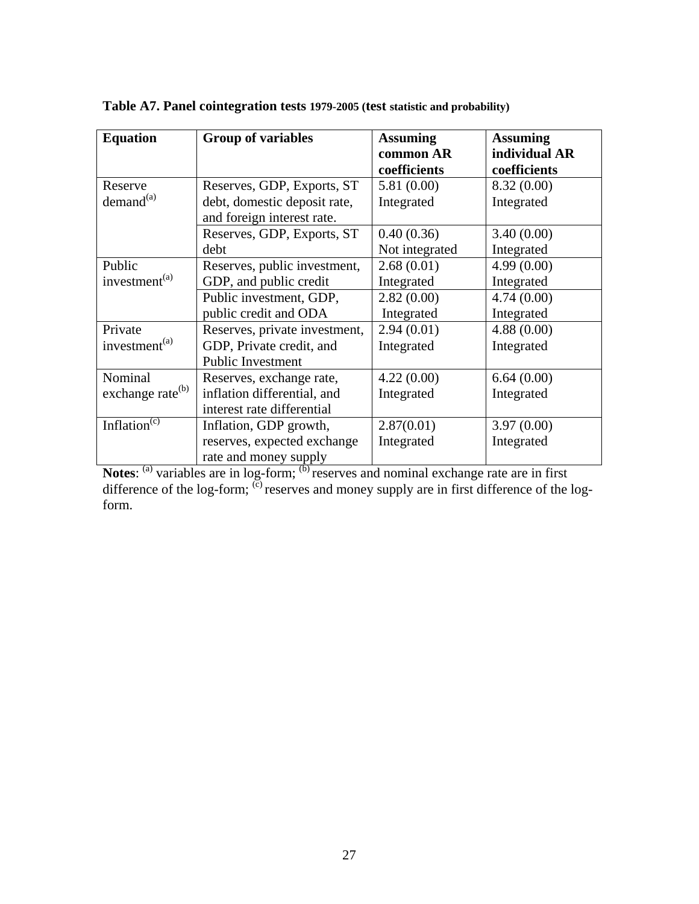**Table A7. Panel cointegration tests 1979-2005 (test statistic and probability)**

| Equation | Group of variables | Assuming common AR coefficients | Assuming individual AR coefficients |
|---|---|---|---|
| Reserve demand[(a)] | Reserves, GDP, Exports, ST debt, domestic deposit rate, and foreign interest rate. | 5.81 (0.00) Integrated | 8.32 (0.00) Integrated |
| | Reserves, GDP, Exports, ST debt | 0.40 (0.36) Not integrated | 3.40 (0.00) Integrated |
| Public investment[(a)] | Reserves, public investment, GDP, and public credit | 2.68 (0.01) Integrated | 4.99 (0.00) Integrated |
| | Public investment, GDP, public credit and ODA | 2.82 (0.00) Integrated | 4.74 (0.00) Integrated |
| Private investment[(a)] | Reserves, private investment, GDP, Private credit, and Public Investment | 2.94 (0.01) Integrated | 4.88 (0.00) Integrated |
| Nominal exchange rate[(b)] | Reserves, exchange rate, inflation differential, and interest rate differential | 4.22 (0.00) Integrated | 6.64 (0.00) Integrated |
| Inflation[(c)] | Inflation, GDP growth, reserves, expected exchange rate and money supply | 2.87(0.01) Integrated | 3.97 (0.00) Integrated |

**Notes**: [(a)] variables are in log-form; [(b)] reserves and nominal exchange rate are in first difference of the log-form; [(c)] reserves and money supply are in first difference of the log-form.